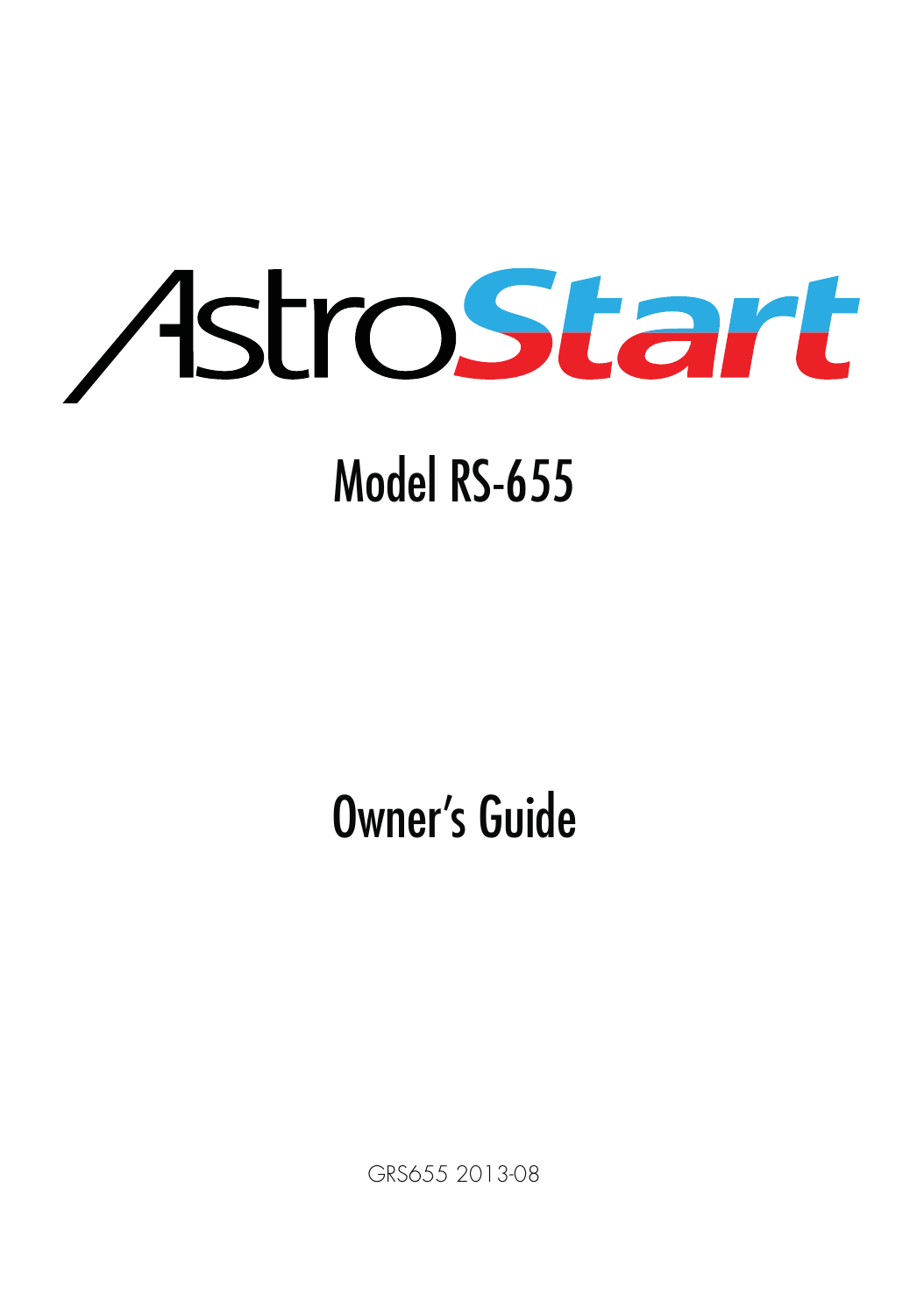# AstroStart

## Model RS-655

## Owner's Guide

GRS655 2013-08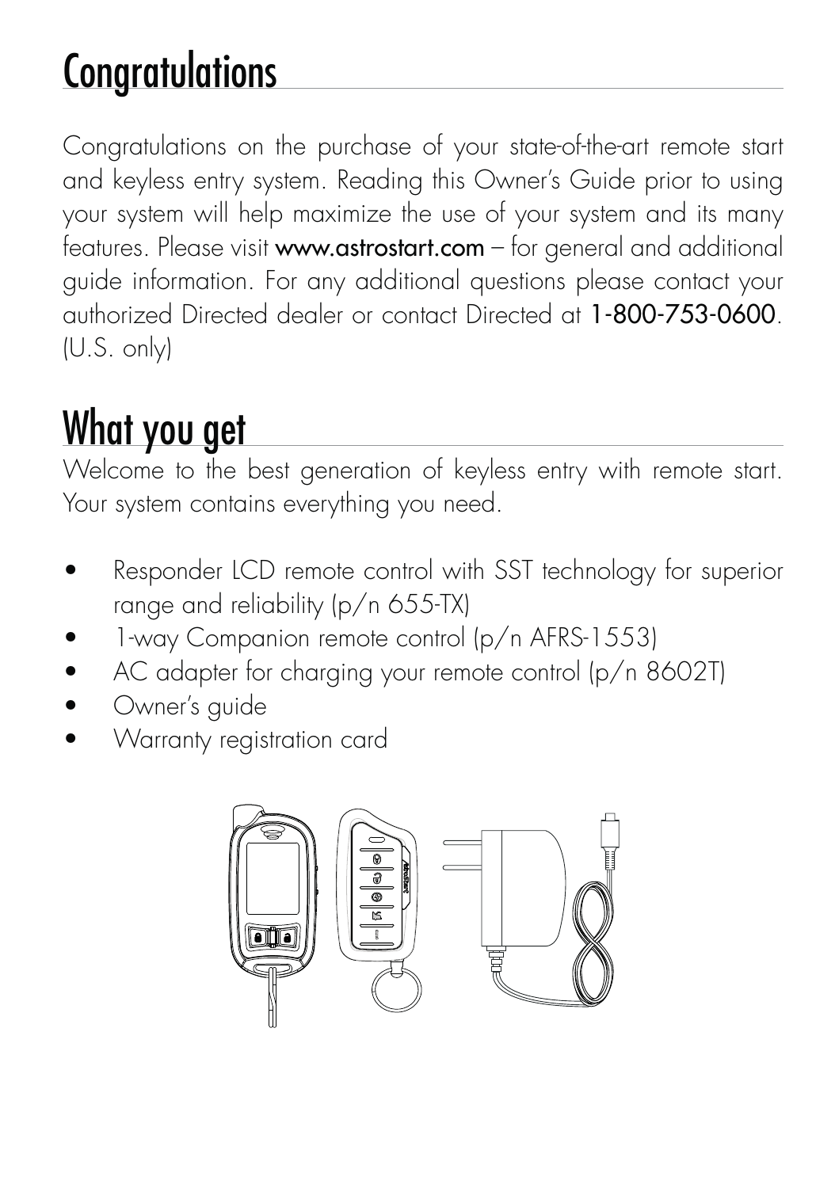# Congratulations

Congratulations on the purchase of your state-of-the-art remote start and keyless entry system. Reading this Owner's Guide prior to using your system will help maximize the use of your system and its many features. Please visit **www.astrostart.com** – for general and additional guide information. For any additional questions please contact your authorized Directed dealer or contact Directed at **1-800-753-0600**. (U.S. only)

# What you get

Welcome to the best generation of keyless entry with remote start. Your system contains everything you need.

- Responder LCD remote control with SST technology for superior range and reliability (p/n 655-TX)
- 1-way Companion remote control (p/n AFRS-1553)
- AC adapter for charging your remote control (p/n 8602T)
- Owner's guide
- Warranty registration card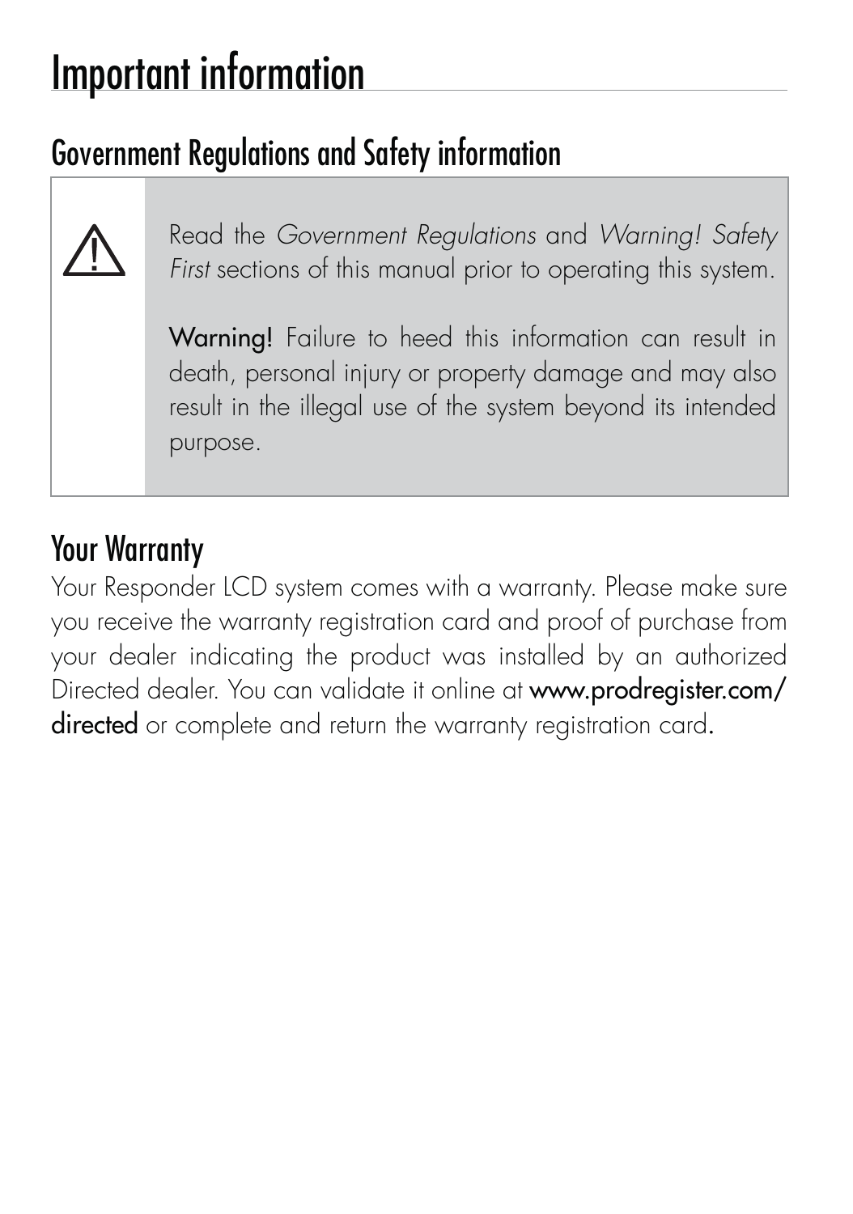# Important information

## Government Regulations and Safety information

⚠ Read the *Government Regulations* and *Warning! Safety First* sections of this manual prior to operating this system.

**Warning!** Failure to heed this information can result in death, personal injury or property damage and may also result in the illegal use of the system beyond its intended purpose.

## Your Warranty

Your Responder LCD system comes with a warranty. Please make sure you receive the warranty registration card and proof of purchase from your dealer indicating the product was installed by an authorized Directed dealer. You can validate it online at **www.prodregister.com/directed** or complete and return the warranty registration card.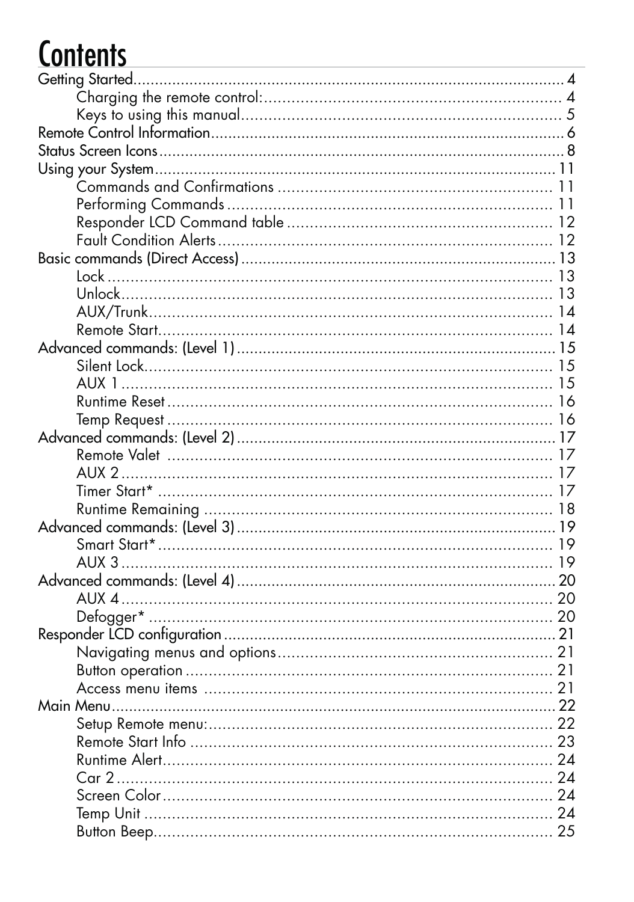# Contents

- Getting Started .......... 4
  - Charging the remote control: .......... 4
  - Keys to using this manual .......... 5
- Remote Control Information .......... 6
- Status Screen Icons .......... 8
- Using your System .......... 11
  - Commands and Confirmations .......... 11
  - Performing Commands .......... 11
  - Responder LCD Command table .......... 12
  - Fault Condition Alerts .......... 12
- Basic commands (Direct Access) .......... 13
  - Lock .......... 13
  - Unlock .......... 13
  - AUX/Trunk .......... 14
  - Remote Start .......... 14
- Advanced commands: (Level 1) .......... 15
  - Silent Lock .......... 15
  - AUX 1 .......... 15
  - Runtime Reset .......... 16
  - Temp Request .......... 16
- Advanced commands: (Level 2) .......... 17
  - Remote Valet .......... 17
  - AUX 2 .......... 17
  - Timer Start* .......... 17
  - Runtime Remaining .......... 18
- Advanced commands: (Level 3) .......... 19
  - Smart Start* .......... 19
  - AUX 3 .......... 19
- Advanced commands: (Level 4) .......... 20
  - AUX 4 .......... 20
  - Defogger* .......... 20
- Responder LCD configuration .......... 21
  - Navigating menus and options .......... 21
  - Button operation .......... 21
  - Access menu items .......... 21
- Main Menu .......... 22
  - Setup Remote menu: .......... 22
  - Remote Start Info .......... 23
  - Runtime Alert .......... 24
  - Car 2 .......... 24
  - Screen Color .......... 24
  - Temp Unit .......... 24
  - Button Beep .......... 25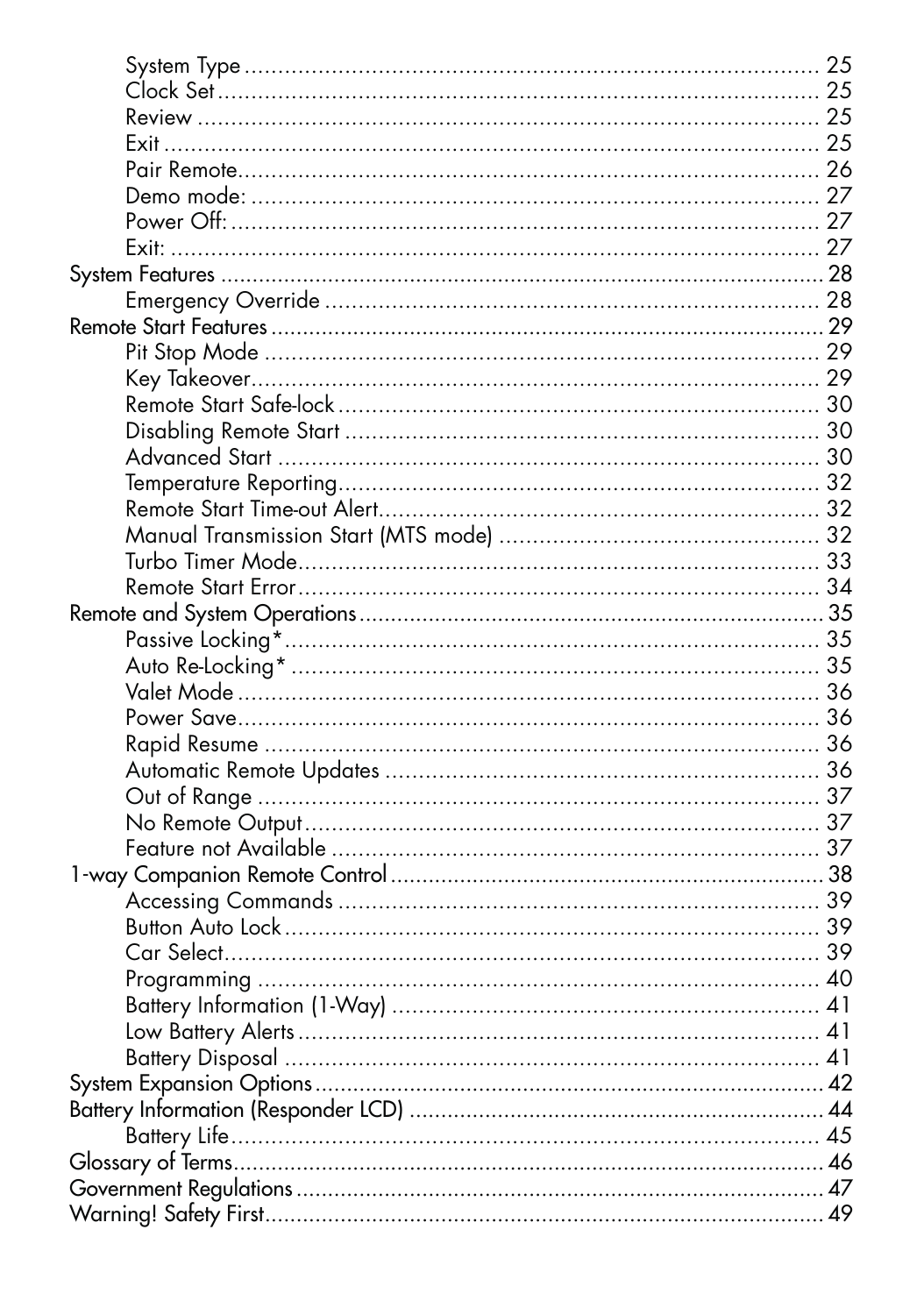System Type ........................................................................................ 25
Clock Set ............................................................................................ 25
Review ................................................................................................ 25
Exit ..................................................................................................... 25
Pair Remote.......................................................................................... 26
Demo mode: ........................................................................................ 27
Power Off: ........................................................................................... 27
Exit: .................................................................................................... 27

System Features ........................................................................................ 28
Emergency Override ............................................................................ 28

Remote Start Features ................................................................................ 29
Pit Stop Mode ...................................................................................... 29
Key Takeover....................................................................................... 29
Remote Start Safe-lock .......................................................................... 30
Disabling Remote Start ......................................................................... 30
Advanced Start .................................................................................... 30
Temperature Reporting.......................................................................... 32
Remote Start Time-out Alert................................................................... 32
Manual Transmission Start (MTS mode) ................................................. 32
Turbo Timer Mode................................................................................ 33
Remote Start Error................................................................................ 34

Remote and System Operations .................................................................. 35
Passive Locking* .................................................................................. 35
Auto Re-Locking* ................................................................................. 35
Valet Mode .......................................................................................... 36
Power Save.......................................................................................... 36
Rapid Resume ..................................................................................... 36
Automatic Remote Updates .................................................................. 36
Out of Range ....................................................................................... 37
No Remote Output............................................................................... 37
Feature not Available ........................................................................... 37

1-way Companion Remote Control .............................................................. 38
Accessing Commands .......................................................................... 39
Button Auto Lock .................................................................................. 39
Car Select............................................................................................ 39
Programming ....................................................................................... 40
Battery Information (1-Way) ................................................................. 41
Low Battery Alerts ................................................................................ 41
Battery Disposal .................................................................................. 41

System Expansion Options .......................................................................... 42

Battery Information (Responder LCD) ........................................................... 44
Battery Life........................................................................................... 45

Glossary of Terms....................................................................................... 46

Government Regulations ............................................................................. 47

Warning! Safety First................................................................................... 49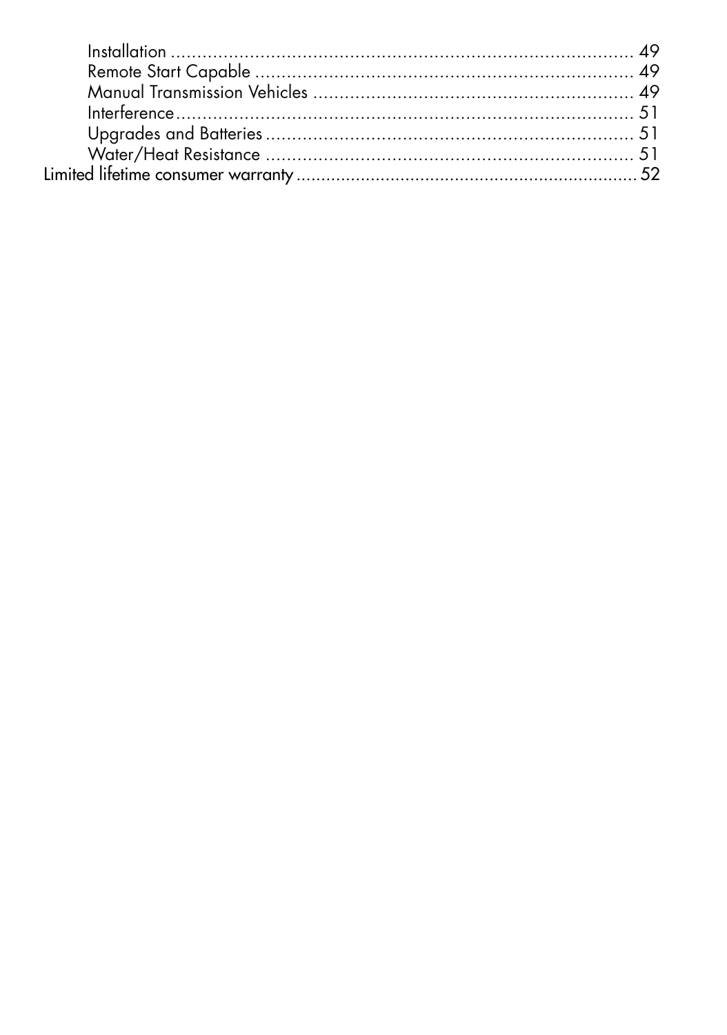- Installation ........................................................................................ 49
- Remote Start Capable ........................................................................ 49
- Manual Transmission Vehicles ............................................................ 49
- Interference........................................................................................ 51
- Upgrades and Batteries ...................................................................... 51
- Water/Heat Resistance ...................................................................... 51

Limited lifetime consumer warranty .................................................................... 52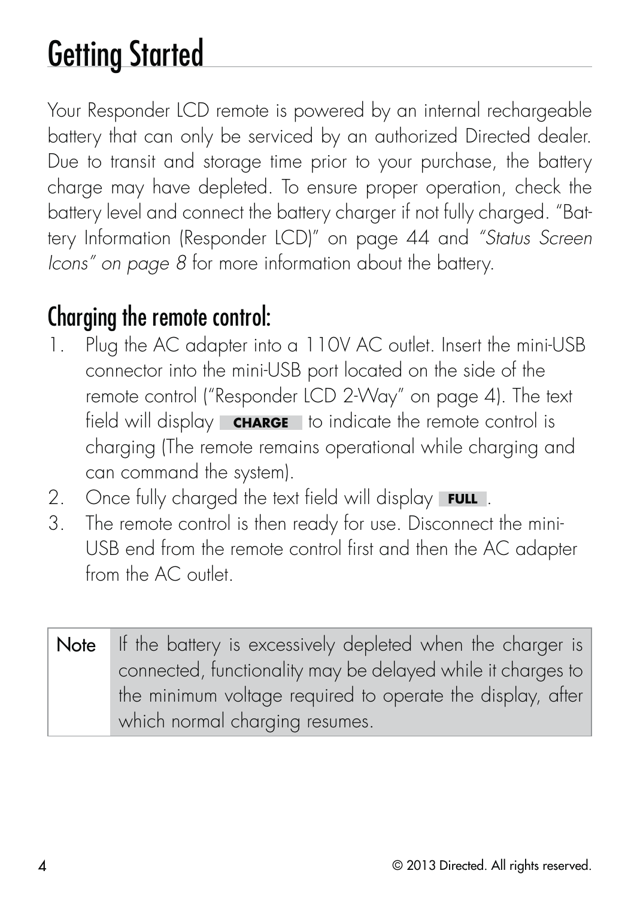# Getting Started

Your Responder LCD remote is powered by an internal rechargeable battery that can only be serviced by an authorized Directed dealer. Due to transit and storage time prior to your purchase, the battery charge may have depleted. To ensure proper operation, check the battery level and connect the battery charger if not fully charged. "Battery Information (Responder LCD)" on page 44 and *"Status Screen Icons" on page 8* for more information about the battery.

## Charging the remote control:

1. Plug the AC adapter into a 110V AC outlet. Insert the mini-USB connector into the mini-USB port located on the side of the remote control ("Responder LCD 2-Way" on page 4). The text field will display **CHARGE** to indicate the remote control is charging (The remote remains operational while charging and can command the system).
2. Once fully charged the text field will display **FULL**.
3. The remote control is then ready for use. Disconnect the mini-USB end from the remote control first and then the AC adapter from the AC outlet.

| Note | If the battery is excessively depleted when the charger is connected, functionality may be delayed while it charges to the minimum voltage required to operate the display, after which normal charging resumes. |
|---|---|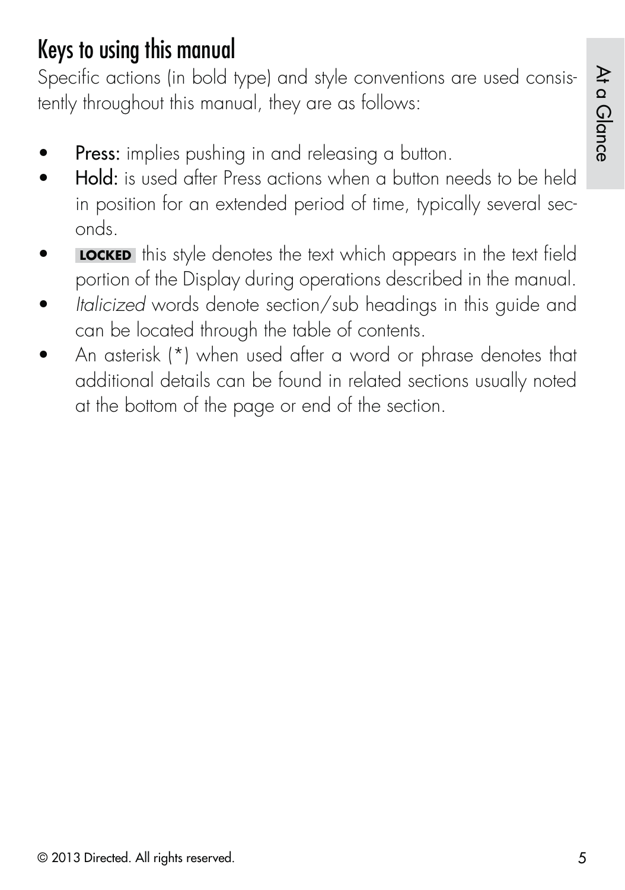# Keys to using this manual

Specific actions (in bold type) and style conventions are used consistently throughout this manual, they are as follows:

- **Press:** implies pushing in and releasing a button.
- **Hold:** is used after Press actions when a button needs to be held in position for an extended period of time, typically several seconds.
- **LOCKED** this style denotes the text which appears in the text field portion of the Display during operations described in the manual.
- *Italicized* words denote section/sub headings in this guide and can be located through the table of contents.
- An asterisk (*) when used after a word or phrase denotes that additional details can be found in related sections usually noted at the bottom of the page or end of the section.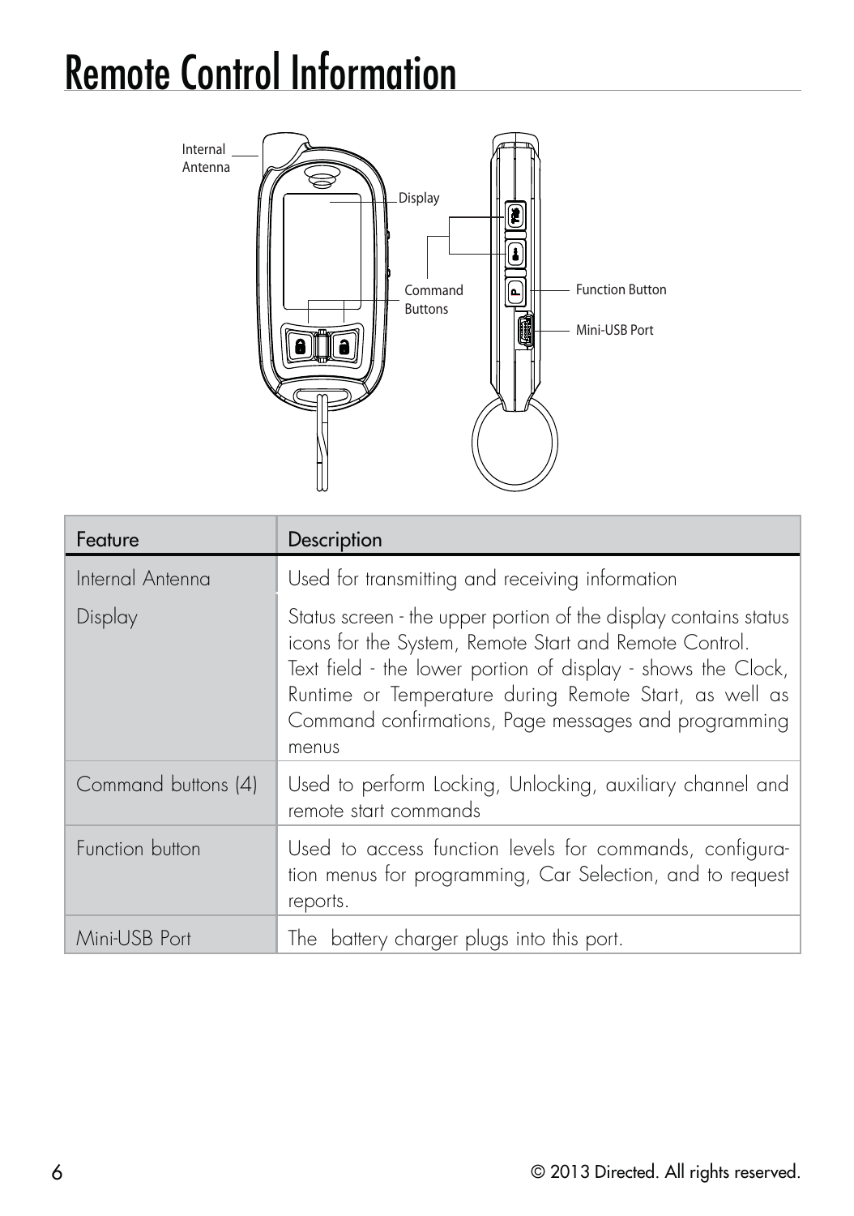# Remote Control Information

| Feature | Description |
|---|---|
| Internal Antenna | Used for transmitting and receiving information |
| Display | Status screen - the upper portion of the display contains status icons for the System, Remote Start and Remote Control. Text field - the lower portion of display - shows the Clock, Runtime or Temperature during Remote Start, as well as Command confirmations, Page messages and programming menus |
| Command buttons (4) | Used to perform Locking, Unlocking, auxiliary channel and remote start commands |
| Function button | Used to access function levels for commands, configuration menus for programming, Car Selection, and to request reports. |
| Mini-USB Port | The battery charger plugs into this port. |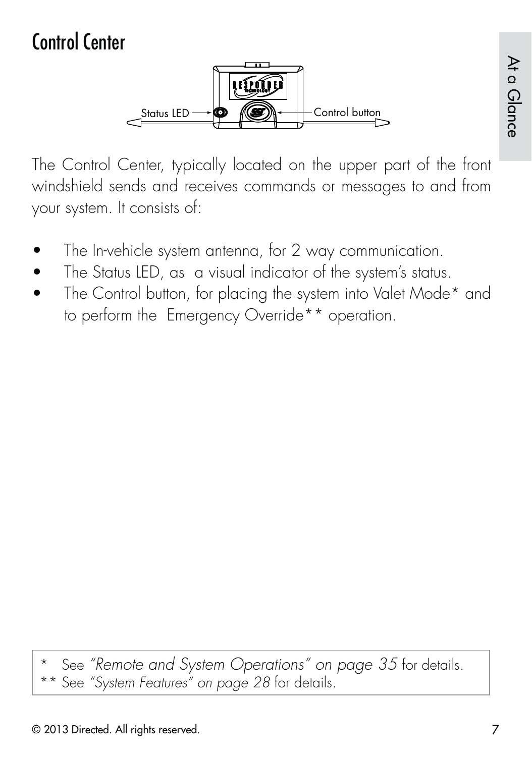# Control Center

Status LED

Control button

The Control Center, typically located on the upper part of the front windshield sends and receives commands or messages to and from your system. It consists of:

- The In-vehicle system antenna, for 2 way communication.
- The Status LED, as a visual indicator of the system's status.
- The Control button, for placing the system into Valet Mode* and to perform the Emergency Override** operation.

\* See *"Remote and System Operations" on page 35* for details.
\** See *"System Features" on page 28* for details.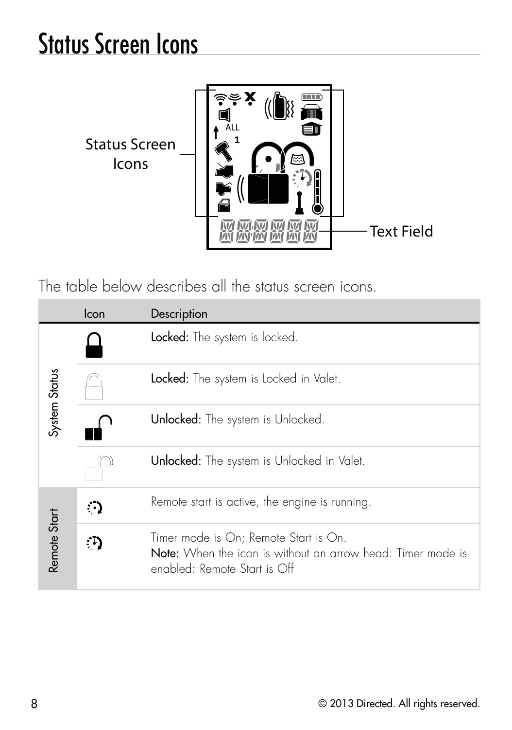# Status Screen Icons

Status Screen Icons

Text Field

The table below describes all the status screen icons.

| | Icon | Description |
|---|---|---|
| System Status | | **Locked:** The system is locked. |
| | | **Locked:** The system is Locked in Valet. |
| | | **Unlocked:** The system is Unlocked. |
| | | **Unlocked:** The system is Unlocked in Valet. |
| Remote Start | | Remote start is active, the engine is running. |
| | | Timer mode is On; Remote Start is On.<br>**Note:** When the icon is without an arrow head: Timer mode is enabled: Remote Start is Off |

© 2013 Directed. All rights reserved.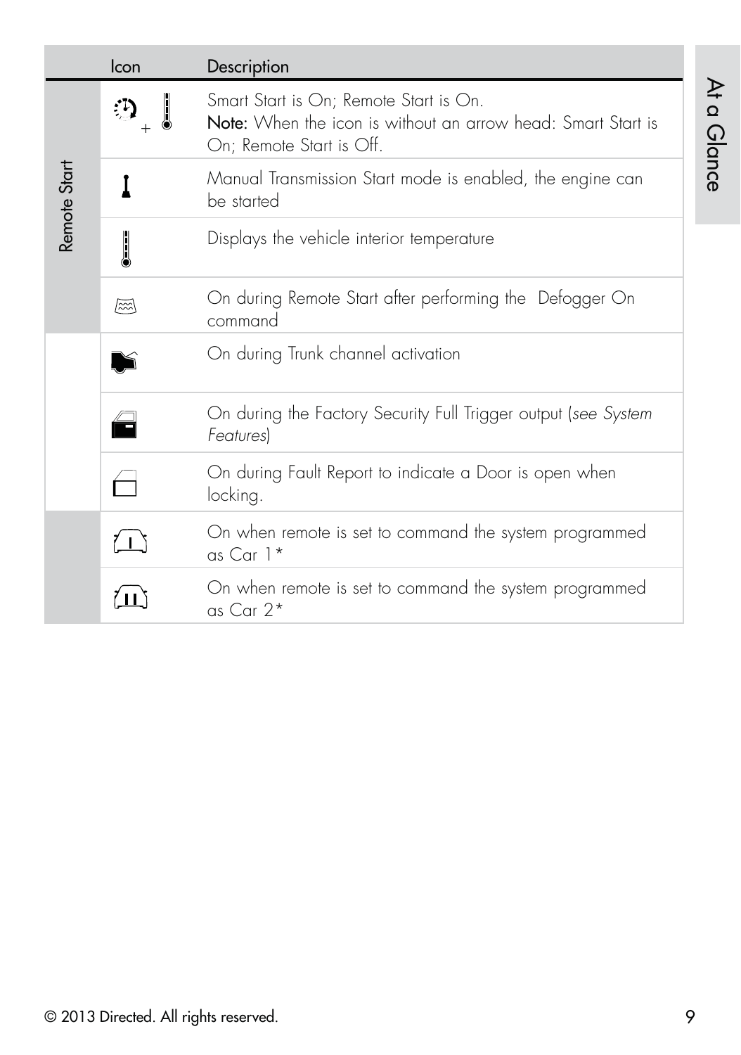| | Icon | Description |
|---|---|---|
| Remote Start | | Smart Start is On; Remote Start is On.<br>**Note:** When the icon is without an arrow head: Smart Start is On; Remote Start is Off. |
| | | Manual Transmission Start mode is enabled, the engine can be started |
| | | Displays the vehicle interior temperature |
| | | On during Remote Start after performing the Defogger On command |
| | | On during Trunk channel activation |
| | | On during the Factory Security Full Trigger output (*see System Features*) |
| | | On during Fault Report to indicate a Door is open when locking. |
| | | On when remote is set to command the system programmed as Car 1* |
| | | On when remote is set to command the system programmed as Car 2* |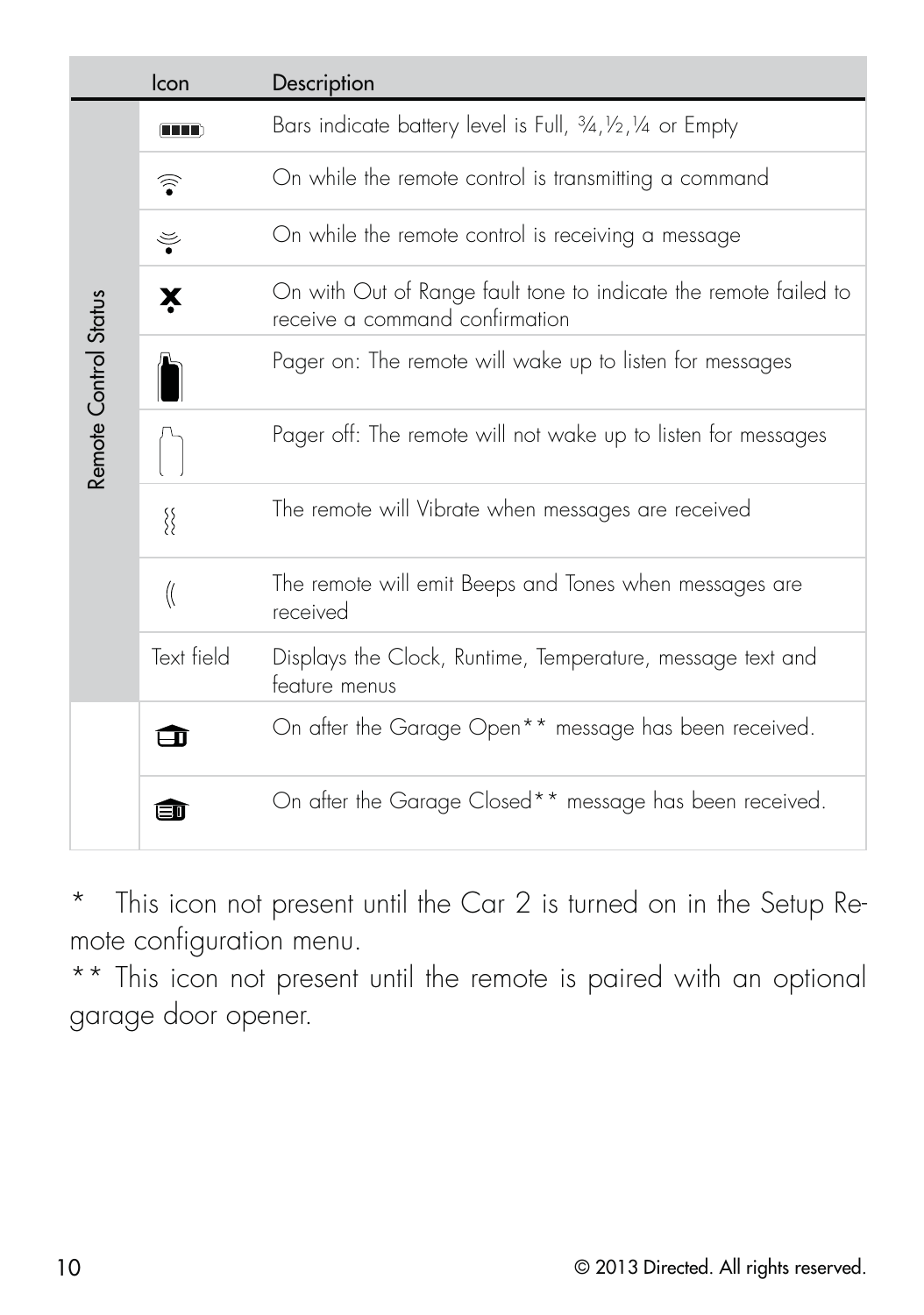| | Icon | Description |
|---|---|---|
| Remote Control Status | | Bars indicate battery level is Full, ¾,½,¼ or Empty |
| | | On while the remote control is transmitting a command |
| | | On while the remote control is receiving a message |
| | | On with Out of Range fault tone to indicate the remote failed to receive a command confirmation |
| | | Pager on: The remote will wake up to listen for messages |
| | | Pager off: The remote will not wake up to listen for messages |
| | | The remote will Vibrate when messages are received |
| | | The remote will emit Beeps and Tones when messages are received |
| | Text field | Displays the Clock, Runtime, Temperature, message text and feature menus |
| | | On after the Garage Open** message has been received. |
| | | On after the Garage Closed** message has been received. |

\* This icon not present until the Car 2 is turned on in the Setup Remote configuration menu.

** This icon not present until the remote is paired with an optional garage door opener.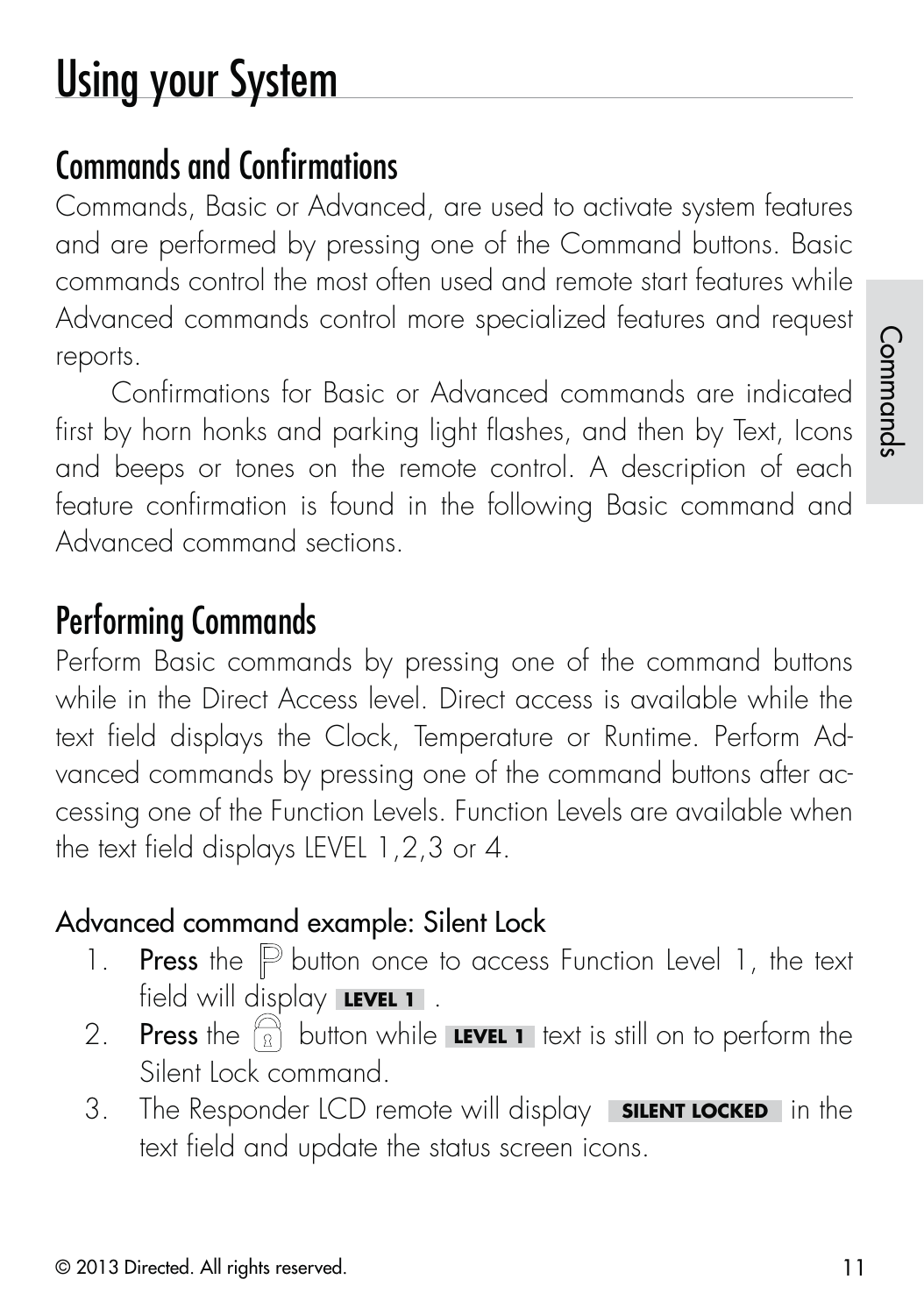# Using your System

## Commands and Confirmations

Commands, Basic or Advanced, are used to activate system features and are performed by pressing one of the Command buttons. Basic commands control the most often used and remote start features while Advanced commands control more specialized features and request reports.

Confirmations for Basic or Advanced commands are indicated first by horn honks and parking light flashes, and then by Text, Icons and beeps or tones on the remote control. A description of each feature confirmation is found in the following Basic command and Advanced command sections.

## Performing Commands

Perform Basic commands by pressing one of the command buttons while in the Direct Access level. Direct access is available while the text field displays the Clock, Temperature or Runtime. Perform Advanced commands by pressing one of the command buttons after accessing one of the Function Levels. Function Levels are available when the text field displays LEVEL 1,2,3 or 4.

### Advanced command example: Silent Lock

1. **Press** the P button once to access Function Level 1, the text field will display **LEVEL 1** .
2. **Press** the lock button while **LEVEL 1** text is still on to perform the Silent Lock command.
3. The Responder LCD remote will display **SILENT LOCKED** in the text field and update the status screen icons.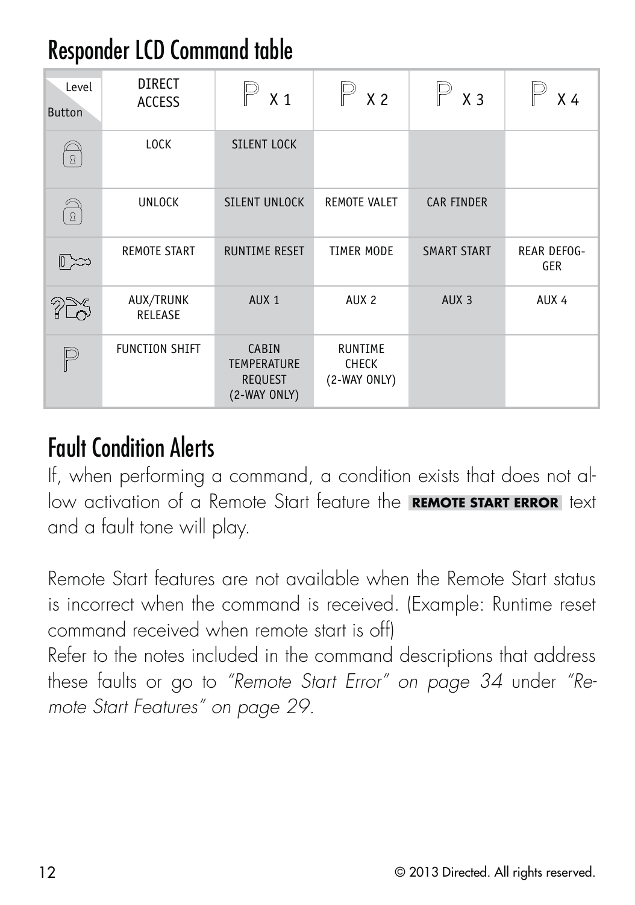## Responder LCD Command table

| Level / Button | DIRECT ACCESS | P X 1 | P X 2 | P X 3 | P X 4 |
|---|---|---|---|---|---|
| Lock | LOCK | SILENT LOCK | | | |
| Unlock | UNLOCK | SILENT UNLOCK | REMOTE VALET | CAR FINDER | |
| Remote Start | REMOTE START | RUNTIME RESET | TIMER MODE | SMART START | REAR DEFOGGER |
| AUX/Trunk | AUX/TRUNK RELEASE | AUX 1 | AUX 2 | AUX 3 | AUX 4 |
| P | FUNCTION SHIFT | CABIN TEMPERATURE REQUEST (2-WAY ONLY) | RUNTIME CHECK (2-WAY ONLY) | | |

## Fault Condition Alerts

If, when performing a command, a condition exists that does not allow activation of a Remote Start feature the **REMOTE START ERROR** text and a fault tone will play.

Remote Start features are not available when the Remote Start status is incorrect when the command is received. (Example: Runtime reset command received when remote start is off)

Refer to the notes included in the command descriptions that address these faults or go to *"Remote Start Error" on page 34* under *"Remote Start Features" on page 29*.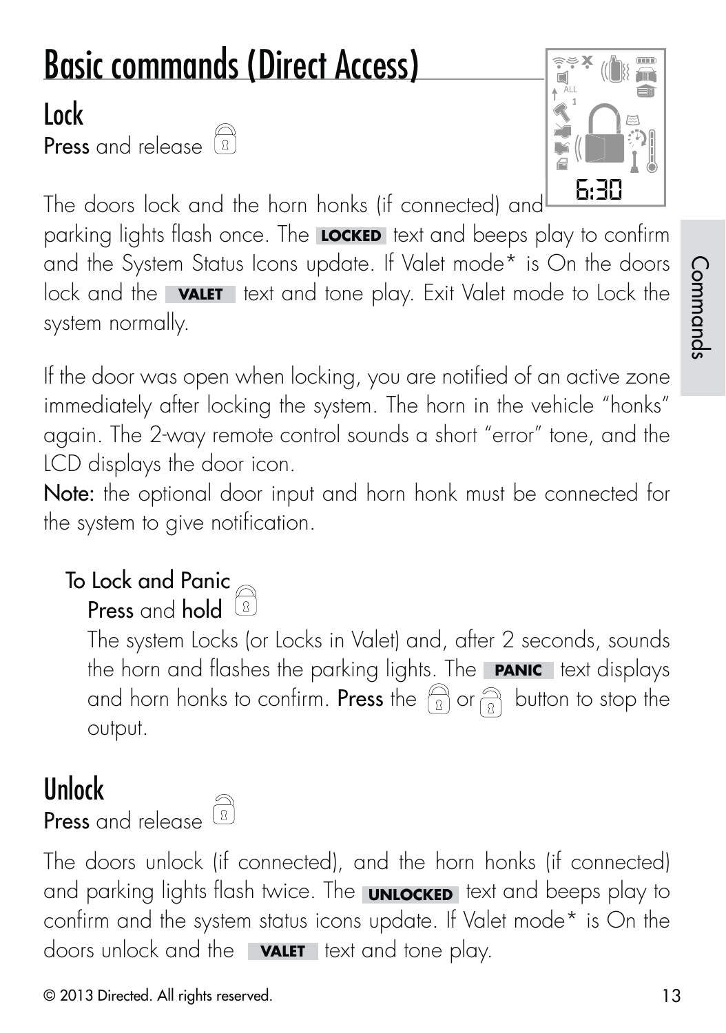# Basic commands (Direct Access)

## Lock

**Press** and release

The doors lock and the horn honks (if connected) and parking lights flash once. The **LOCKED** text and beeps play to confirm and the System Status Icons update. If Valet mode* is On the doors lock and the **VALET** text and tone play. Exit Valet mode to Lock the system normally.

If the door was open when locking, you are notified of an active zone immediately after locking the system. The horn in the vehicle "honks" again. The 2-way remote control sounds a short "error" tone, and the LCD displays the door icon.

**Note:** the optional door input and horn honk must be connected for the system to give notification.

### To Lock and Panic

**Press** and **hold**

The system Locks (or Locks in Valet) and, after 2 seconds, sounds the horn and flashes the parking lights. The **PANIC** text displays and horn honks to confirm. **Press** the or button to stop the output.

## Unlock

**Press** and release

The doors unlock (if connected), and the horn honks (if connected) and parking lights flash twice. The **UNLOCKED** text and beeps play to confirm and the system status icons update. If Valet mode* is On the doors unlock and the **VALET** text and tone play.

© 2013 Directed. All rights reserved.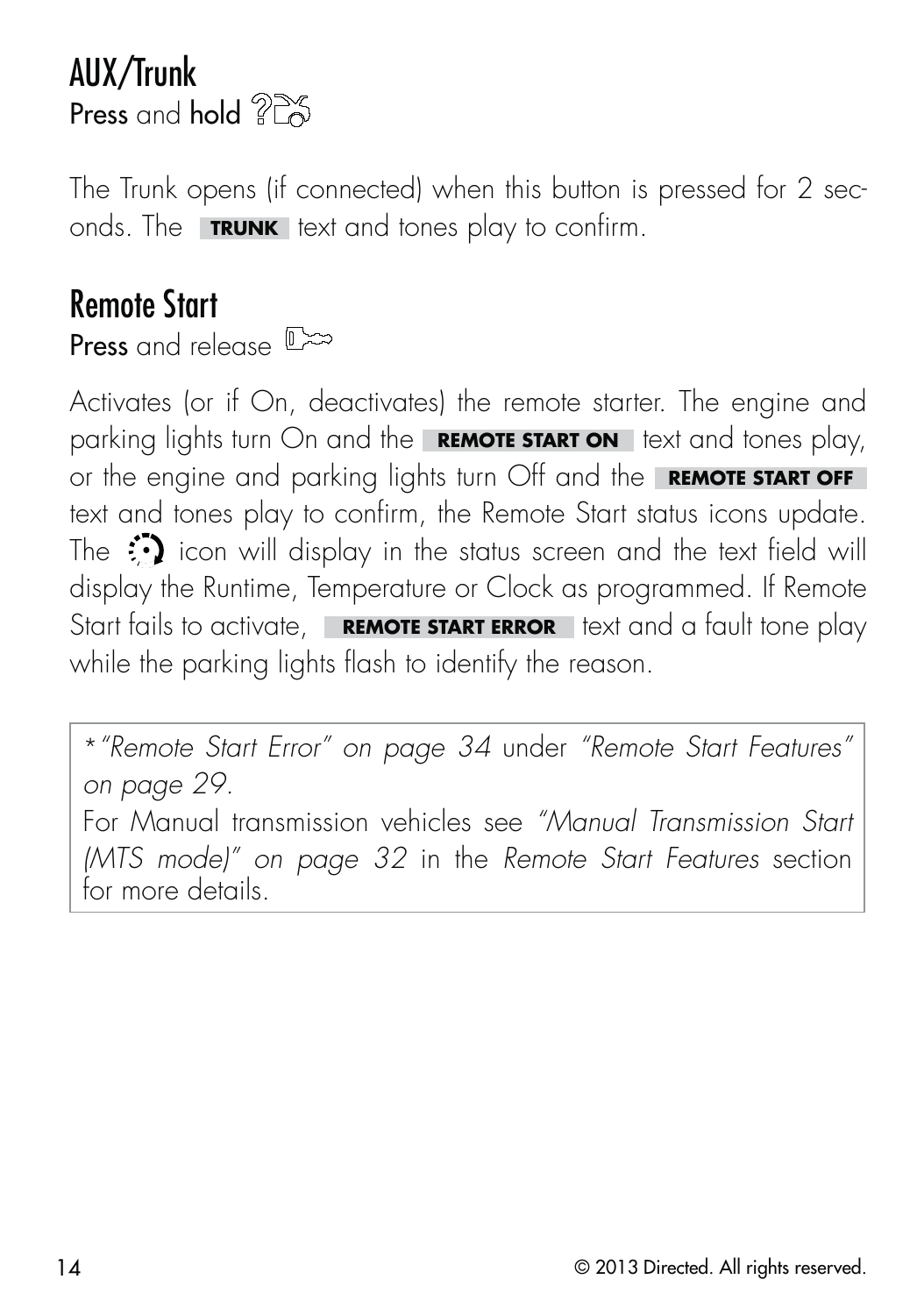## AUX/Trunk

**Press** and **hold**

The Trunk opens (if connected) when this button is pressed for 2 seconds. The **TRUNK** text and tones play to confirm.

## Remote Start

**Press** and release

Activates (or if On, deactivates) the remote starter. The engine and parking lights turn On and the **REMOTE START ON** text and tones play, or the engine and parking lights turn Off and the **REMOTE START OFF** text and tones play to confirm, the Remote Start status icons update. The icon will display in the status screen and the text field will display the Runtime, Temperature or Clock as programmed. If Remote Start fails to activate, **REMOTE START ERROR** text and a fault tone play while the parking lights flash to identify the reason.

> *"Remote Start Error" on page 34* under *"Remote Start Features" on page 29.*
> For Manual transmission vehicles see *"Manual Transmission Start (MTS mode)" on page 32* in the *Remote Start Features* section for more details.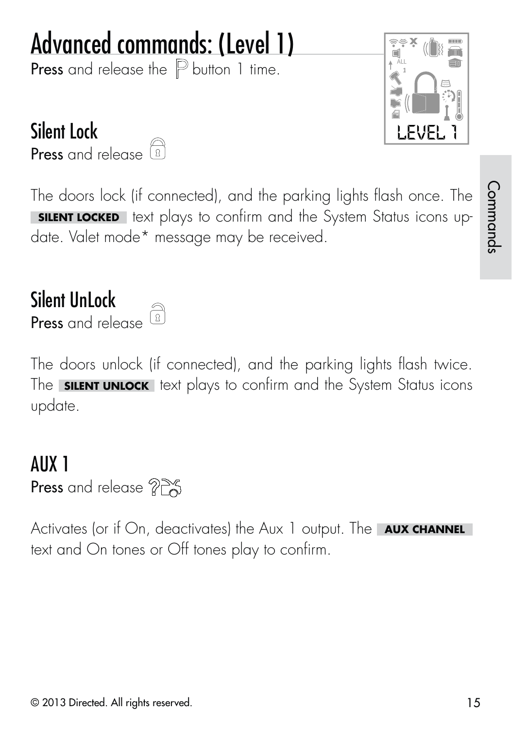# Advanced commands: (Level 1)

**Press** and release the P button 1 time.

## Silent Lock

**Press** and release

The doors lock (if connected), and the parking lights flash once. The **SILENT LOCKED** text plays to confirm and the System Status icons update. Valet mode* message may be received.

## Silent UnLock

**Press** and release

The doors unlock (if connected), and the parking lights flash twice. The **SILENT UNLOCK** text plays to confirm and the System Status icons update.

## AUX 1

**Press** and release

Activates (or if On, deactivates) the Aux 1 output. The **AUX CHANNEL** text and On tones or Off tones play to confirm.

© 2013 Directed. All rights reserved.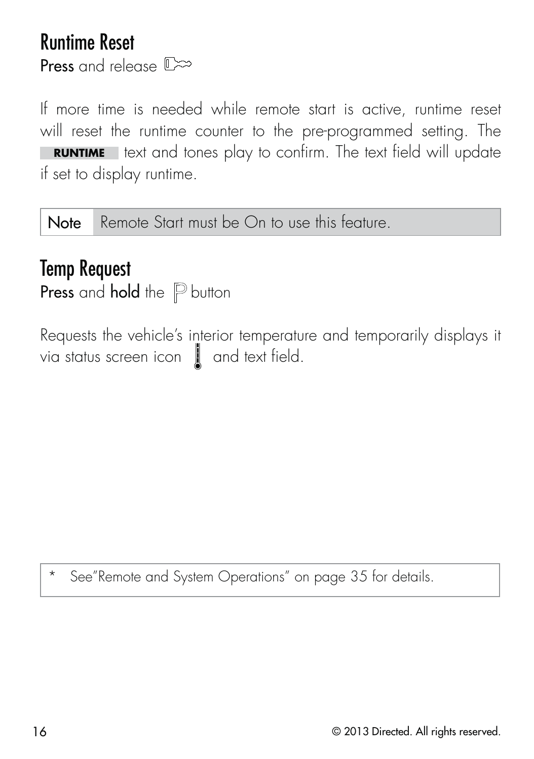## Runtime Reset

**Press** and release 

If more time is needed while remote start is active, runtime reset will reset the runtime counter to the pre-programmed setting. The **RUNTIME** text and tones play to confirm. The text field will update if set to display runtime.

| Note | Remote Start must be On to use this feature. |
|---|---|

## Temp Request

**Press** and **hold** the  button

Requests the vehicle's interior temperature and temporarily displays it via status screen icon  and text field.

* See"Remote and System Operations" on page 35 for details.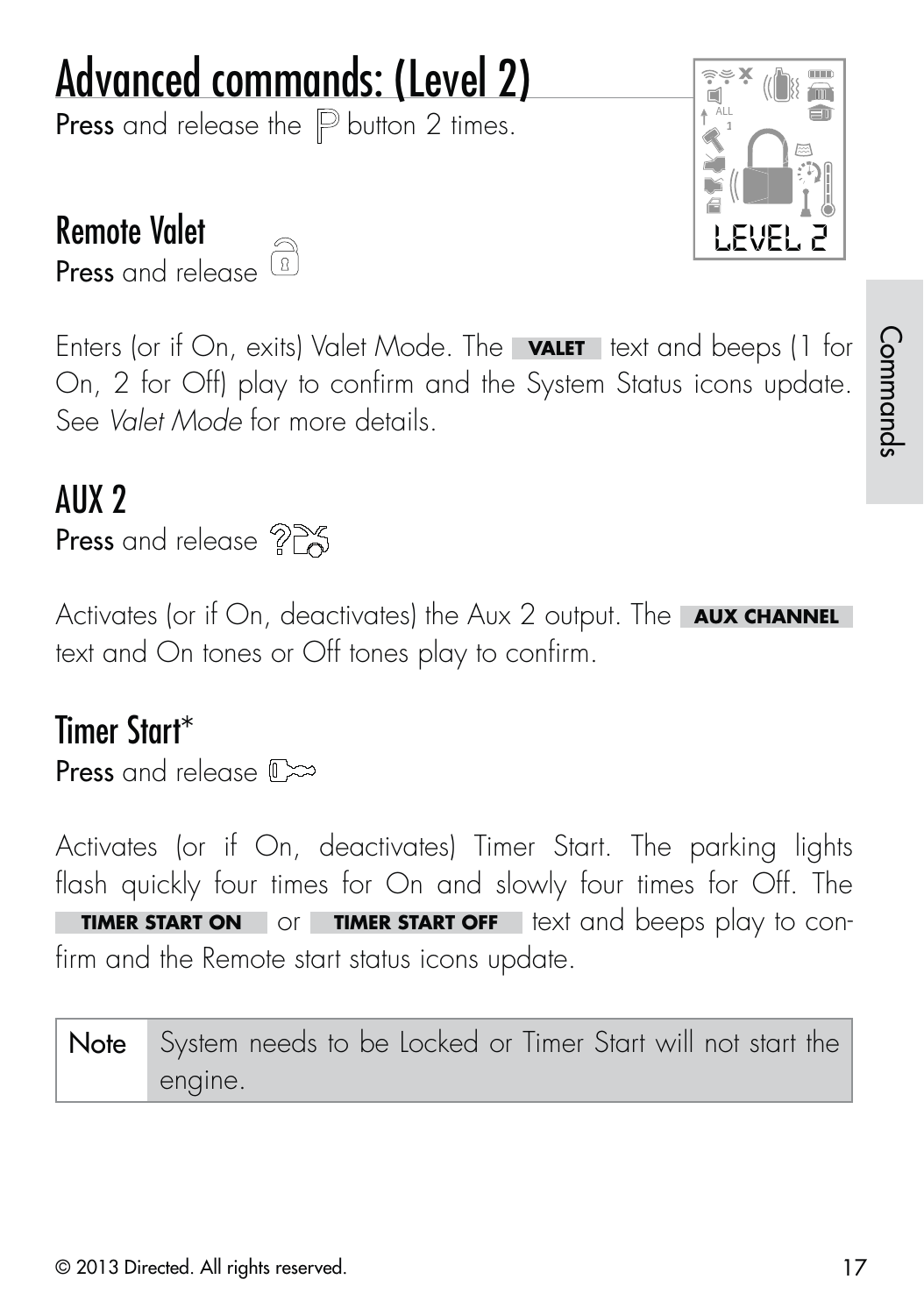# Advanced commands: (Level 2)

**Press** and release the P button 2 times.

## Remote Valet

**Press** and release

Enters (or if On, exits) Valet Mode. The **VALET** text and beeps (1 for On, 2 for Off) play to confirm and the System Status icons update. See *Valet Mode* for more details.

## AUX 2

**Press** and release

Activates (or if On, deactivates) the Aux 2 output. The **AUX CHANNEL** text and On tones or Off tones play to confirm.

## Timer Start*

**Press** and release

Activates (or if On, deactivates) Timer Start. The parking lights flash quickly four times for On and slowly four times for Off. The **TIMER START ON** or **TIMER START OFF** text and beeps play to confirm and the Remote start status icons update.

| Note | System needs to be Locked or Timer Start will not start the engine. |
|---|---|

© 2013 Directed. All rights reserved.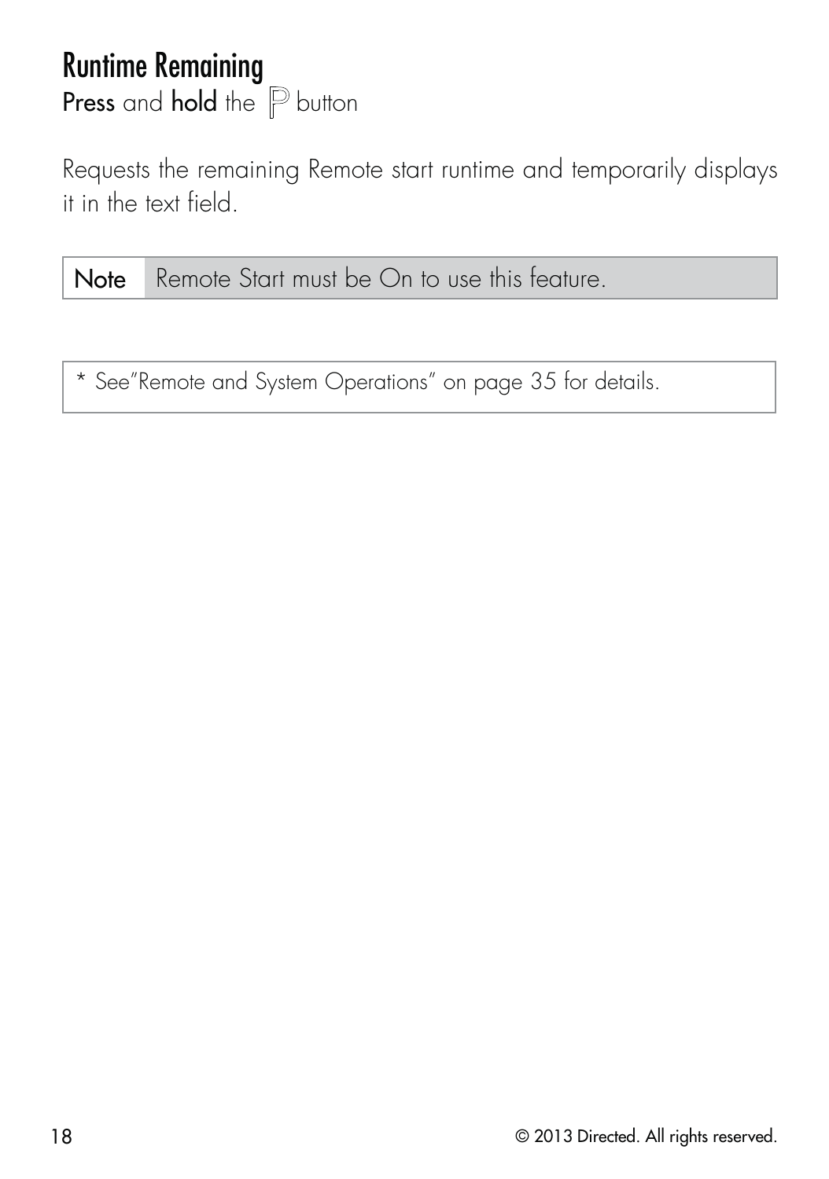## Runtime Remaining

**Press** and **hold** the P button

Requests the remaining Remote start runtime and temporarily displays it in the text field.

| **Note** | Remote Start must be On to use this feature. |
|---|---|

* See"Remote and System Operations" on page 35 for details.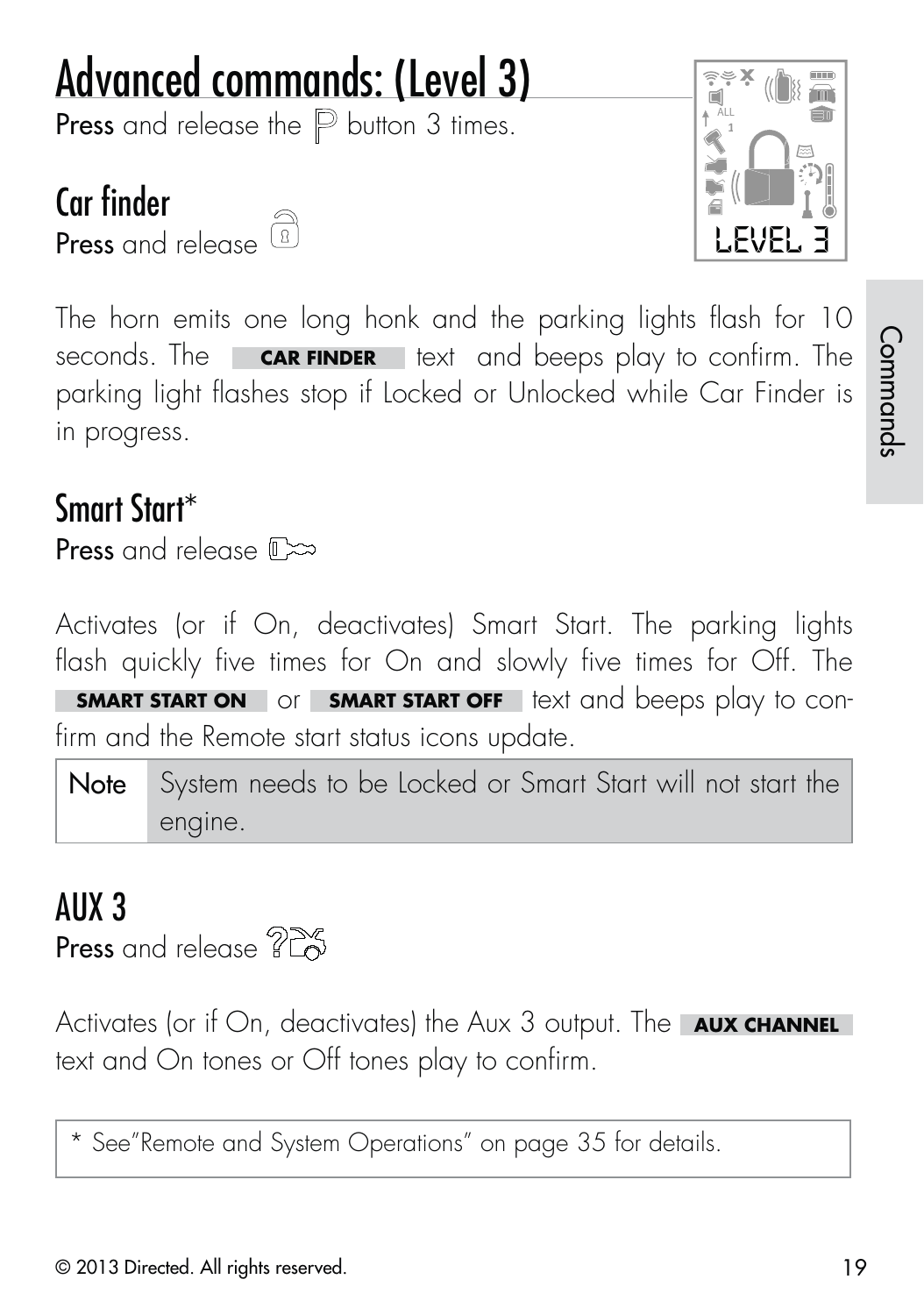# Advanced commands: (Level 3)

**Press** and release the P button 3 times.

## Car finder

**Press** and release

The horn emits one long honk and the parking lights flash for 10 seconds. The **CAR FINDER** text and beeps play to confirm. The parking light flashes stop if Locked or Unlocked while Car Finder is in progress.

## Smart Start*

**Press** and release

Activates (or if On, deactivates) Smart Start. The parking lights flash quickly five times for On and slowly five times for Off. The **SMART START ON** or **SMART START OFF** text and beeps play to confirm and the Remote start status icons update.

| Note | System needs to be Locked or Smart Start will not start the engine. |
|---|---|

## AUX 3

**Press** and release

Activates (or if On, deactivates) the Aux 3 output. The **AUX CHANNEL** text and On tones or Off tones play to confirm.

* See"Remote and System Operations" on page 35 for details.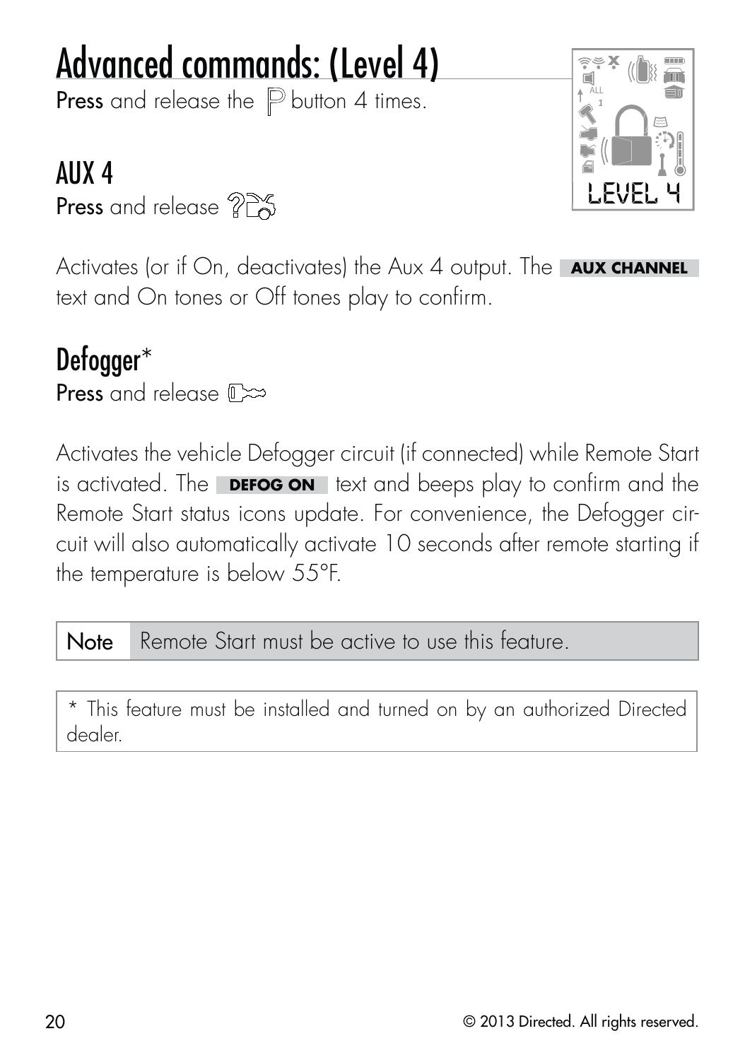# Advanced commands: (Level 4)

**Press** and release the P button 4 times.

## AUX 4

**Press** and release

Activates (or if On, deactivates) the Aux 4 output. The **AUX CHANNEL** text and On tones or Off tones play to confirm.

## Defogger*

**Press** and release

Activates the vehicle Defogger circuit (if connected) while Remote Start is activated. The **DEFOG ON** text and beeps play to confirm and the Remote Start status icons update. For convenience, the Defogger circuit will also automatically activate 10 seconds after remote starting if the temperature is below 55°F.

| Note | Remote Start must be active to use this feature. |
|---|---|

* This feature must be installed and turned on by an authorized Directed dealer.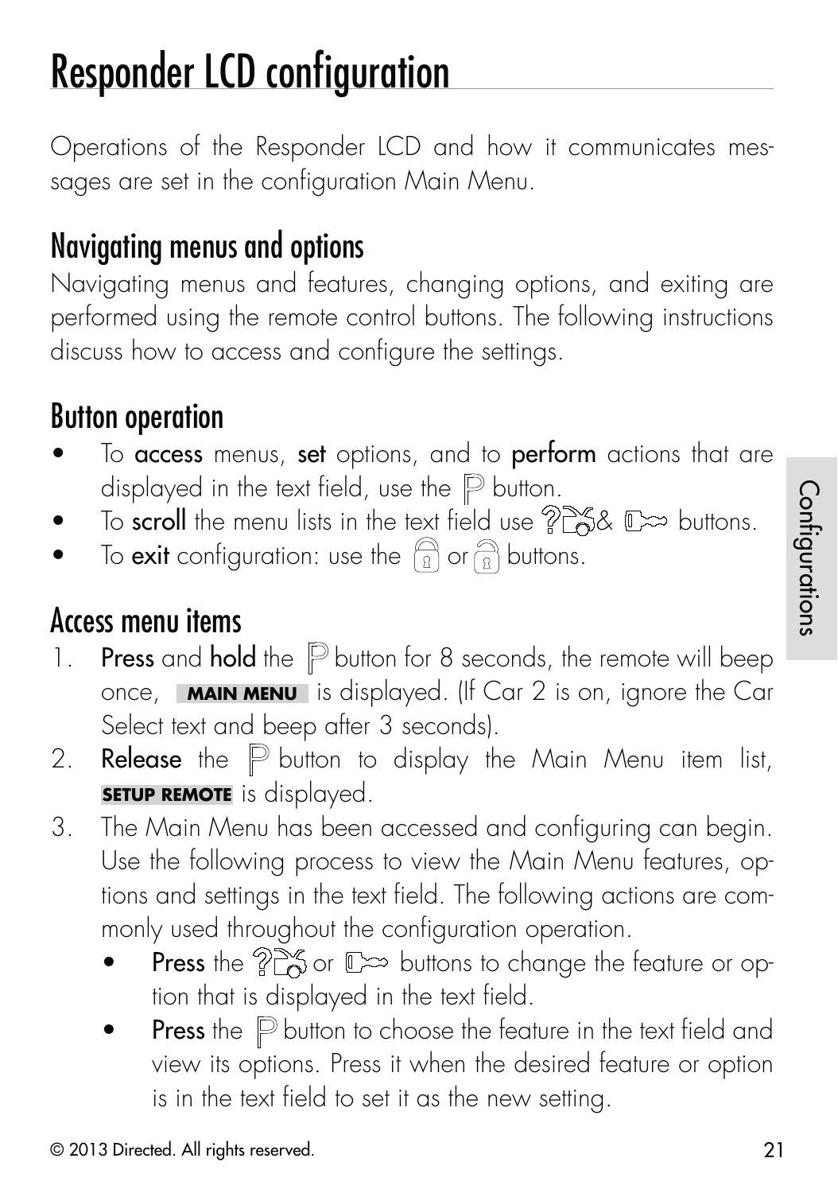# Responder LCD configuration

Operations of the Responder LCD and how it communicates messages are set in the configuration Main Menu.

## Navigating menus and options

Navigating menus and features, changing options, and exiting are performed using the remote control buttons. The following instructions discuss how to access and configure the settings.

## Button operation

- To **access** menus, **set** options, and to **perform** actions that are displayed in the text field, use the button.
- To **scroll** the menu lists in the text field use & buttons.
- To **exit** configuration: use the or buttons.

## Access menu items

1. **Press** and **hold** the button for 8 seconds, the remote will beep once, **MAIN MENU** is displayed. (If Car 2 is on, ignore the Car Select text and beep after 3 seconds).
2. **Release** the button to display the Main Menu item list, **SETUP REMOTE** is displayed.
3. The Main Menu has been accessed and configuring can begin. Use the following process to view the Main Menu features, options and settings in the text field. The following actions are commonly used throughout the configuration operation.
   - **Press** the or buttons to change the feature or option that is displayed in the text field.
   - **Press** the button to choose the feature in the text field and view its options. Press it when the desired feature or option is in the text field to set it as the new setting.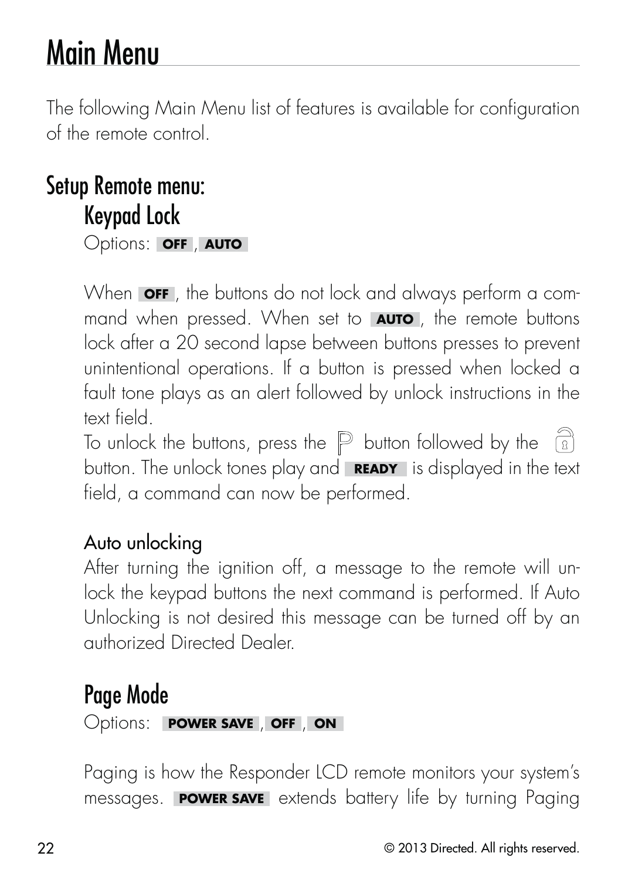# Main Menu

The following Main Menu list of features is available for configuration of the remote control.

## Setup Remote menu:

### Keypad Lock

Options: **OFF**, **AUTO**

When **OFF**, the buttons do not lock and always perform a command when pressed. When set to **AUTO**, the remote buttons lock after a 20 second lapse between buttons presses to prevent unintentional operations. If a button is pressed when locked a fault tone plays as an alert followed by unlock instructions in the text field.

To unlock the buttons, press the P button followed by the unlock button. The unlock tones play and **READY** is displayed in the text field, a command can now be performed.

#### Auto unlocking

After turning the ignition off, a message to the remote will unlock the keypad buttons the next command is performed. If Auto Unlocking is not desired this message can be turned off by an authorized Directed Dealer.

### Page Mode

Options: **POWER SAVE**, **OFF**, **ON**

Paging is how the Responder LCD remote monitors your system's messages. **POWER SAVE** extends battery life by turning Paging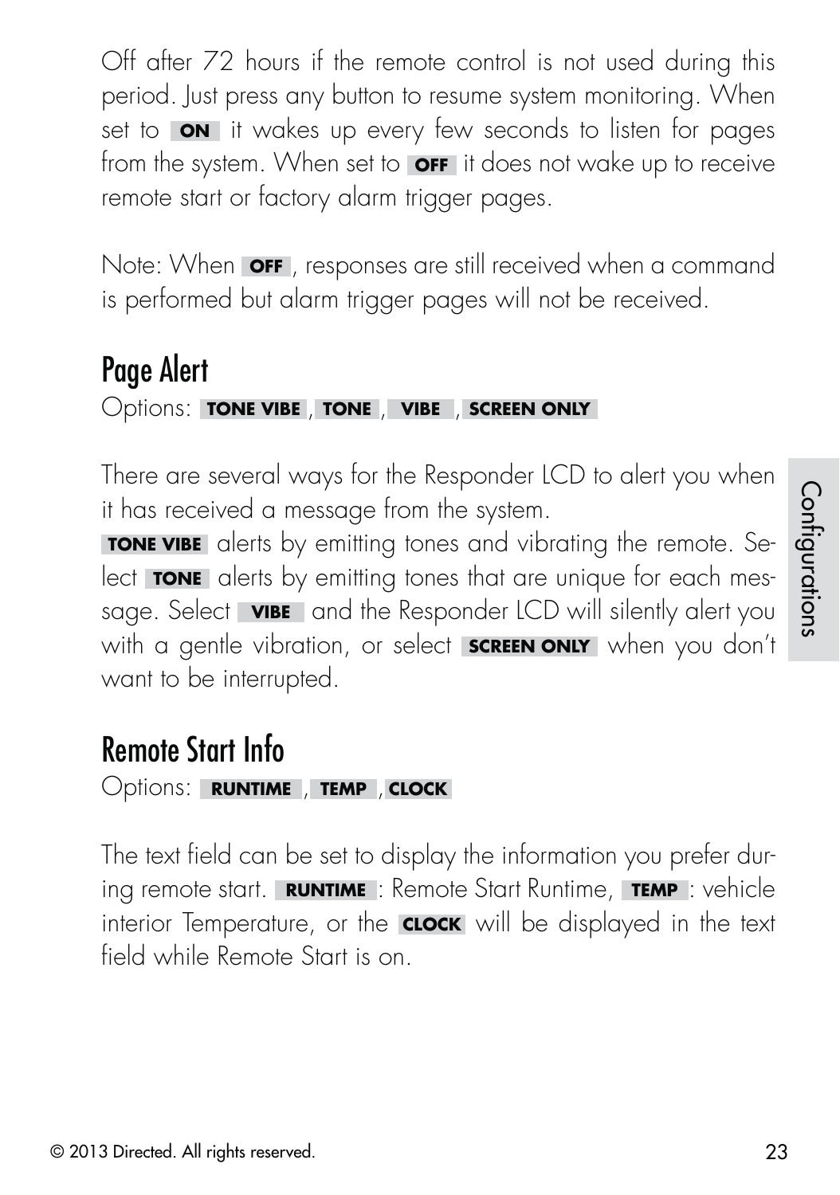Off after 72 hours if the remote control is not used during this period. Just press any button to resume system monitoring. When set to **ON** it wakes up every few seconds to listen for pages from the system. When set to **OFF** it does not wake up to receive remote start or factory alarm trigger pages.

Note: When **OFF**, responses are still received when a command is performed but alarm trigger pages will not be received.

## Page Alert

Options: **TONE VIBE**, **TONE**, **VIBE**, **SCREEN ONLY**

There are several ways for the Responder LCD to alert you when it has received a message from the system.

**TONE VIBE** alerts by emitting tones and vibrating the remote. Select **TONE** alerts by emitting tones that are unique for each message. Select **VIBE** and the Responder LCD will silently alert you with a gentle vibration, or select **SCREEN ONLY** when you don't want to be interrupted.

## Remote Start Info

Options: **RUNTIME**, **TEMP**, **CLOCK**

The text field can be set to display the information you prefer during remote start. **RUNTIME**: Remote Start Runtime, **TEMP**: vehicle interior Temperature, or the **CLOCK** will be displayed in the text field while Remote Start is on.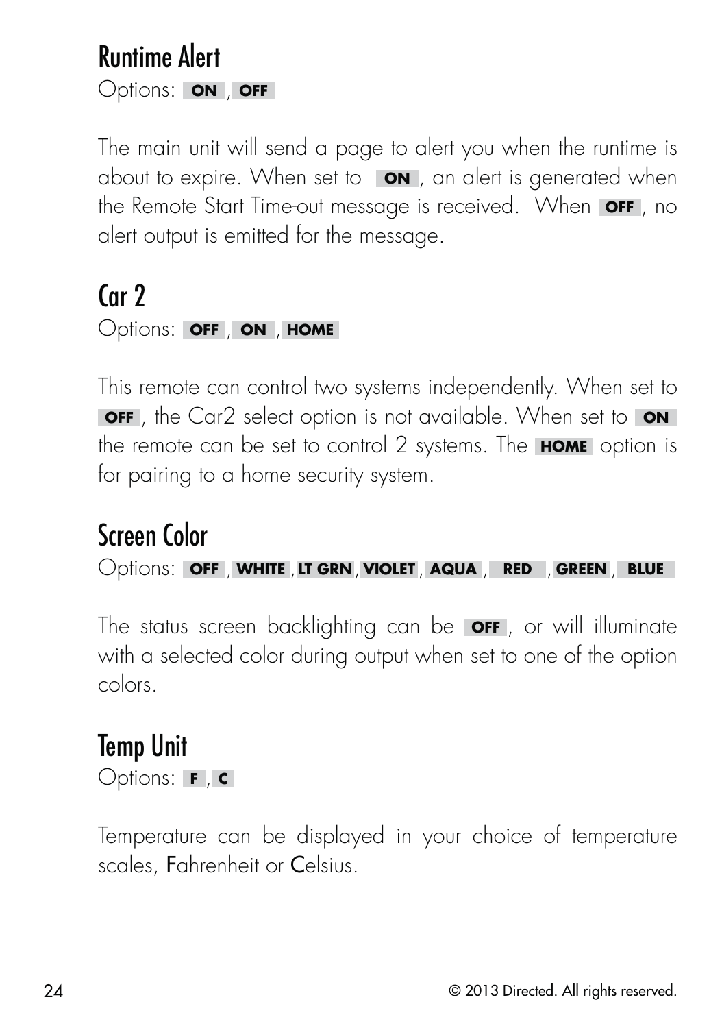## Runtime Alert

Options: **ON**, **OFF**

The main unit will send a page to alert you when the runtime is about to expire. When set to **ON**, an alert is generated when the Remote Start Time-out message is received. When **OFF**, no alert output is emitted for the message.

## Car 2

Options: **OFF**, **ON**, **HOME**

This remote can control two systems independently. When set to **OFF**, the Car2 select option is not available. When set to **ON** the remote can be set to control 2 systems. The **HOME** option is for pairing to a home security system.

## Screen Color

Options: **OFF**, **WHITE**, **LT GRN**, **VIOLET**, **AQUA**, **RED**, **GREEN**, **BLUE**

The status screen backlighting can be **OFF**, or will illuminate with a selected color during output when set to one of the option colors.

## Temp Unit

Options: **F**, **C**

Temperature can be displayed in your choice of temperature scales, Fahrenheit or Celsius.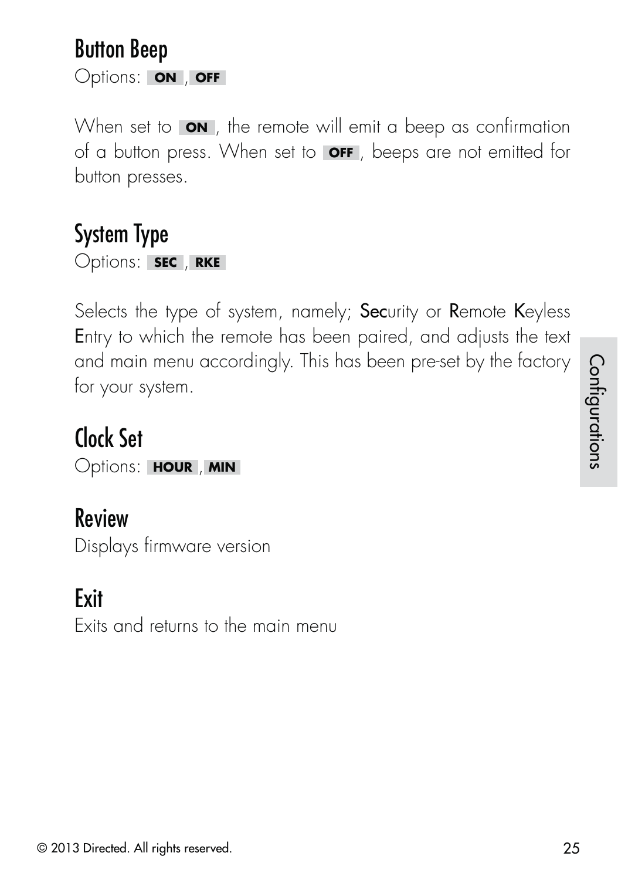## Button Beep

Options: **ON** , **OFF**

When set to **ON** , the remote will emit a beep as confirmation of a button press. When set to **OFF** , beeps are not emitted for button presses.

## System Type

Options: **SEC** , **RKE**

Selects the type of system, namely; **Sec**urity or **R**emote **K**eyless **E**ntry to which the remote has been paired, and adjusts the text and main menu accordingly. This has been pre-set by the factory for your system.

## Clock Set

Options: **HOUR** , **MIN**

## Review

Displays firmware version

## Exit

Exits and returns to the main menu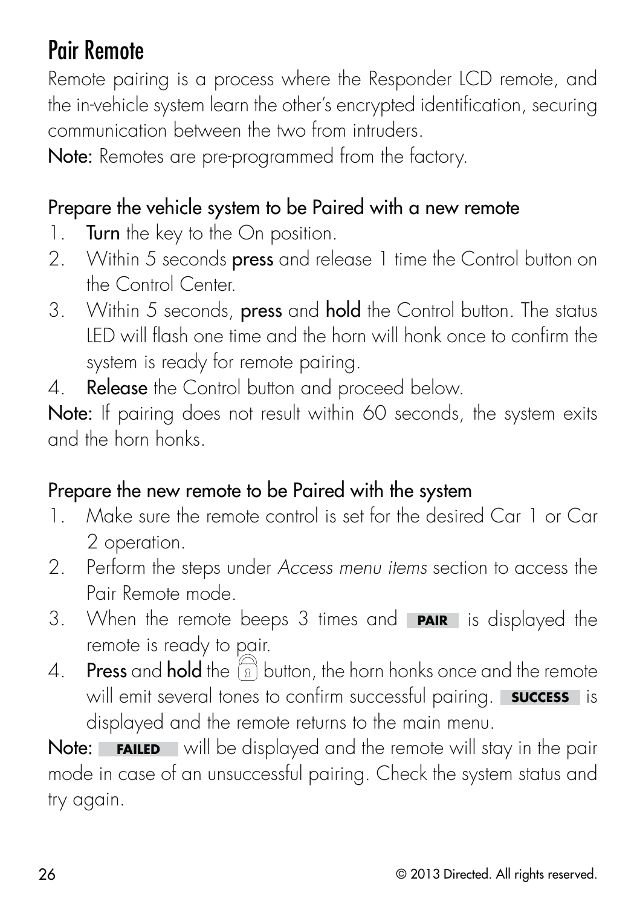# Pair Remote

Remote pairing is a process where the Responder LCD remote, and the in-vehicle system learn the other's encrypted identification, securing communication between the two from intruders.

**Note:** Remotes are pre-programmed from the factory.

## Prepare the vehicle system to be Paired with a new remote

1. **Turn** the key to the On position.
2. Within 5 seconds **press** and release 1 time the Control button on the Control Center.
3. Within 5 seconds, **press** and **hold** the Control button. The status LED will flash one time and the horn will honk once to confirm the system is ready for remote pairing.
4. **Release** the Control button and proceed below.

**Note:** If pairing does not result within 60 seconds, the system exits and the horn honks.

## Prepare the new remote to be Paired with the system

1. Make sure the remote control is set for the desired Car 1 or Car 2 operation.
2. Perform the steps under *Access menu items* section to access the Pair Remote mode.
3. When the remote beeps 3 times and **PAIR** is displayed the remote is ready to pair.
4. **Press** and **hold** the lock button, the horn honks once and the remote will emit several tones to confirm successful pairing. **SUCCESS** is displayed and the remote returns to the main menu.

**Note:** **FAILED** will be displayed and the remote will stay in the pair mode in case of an unsuccessful pairing. Check the system status and try again.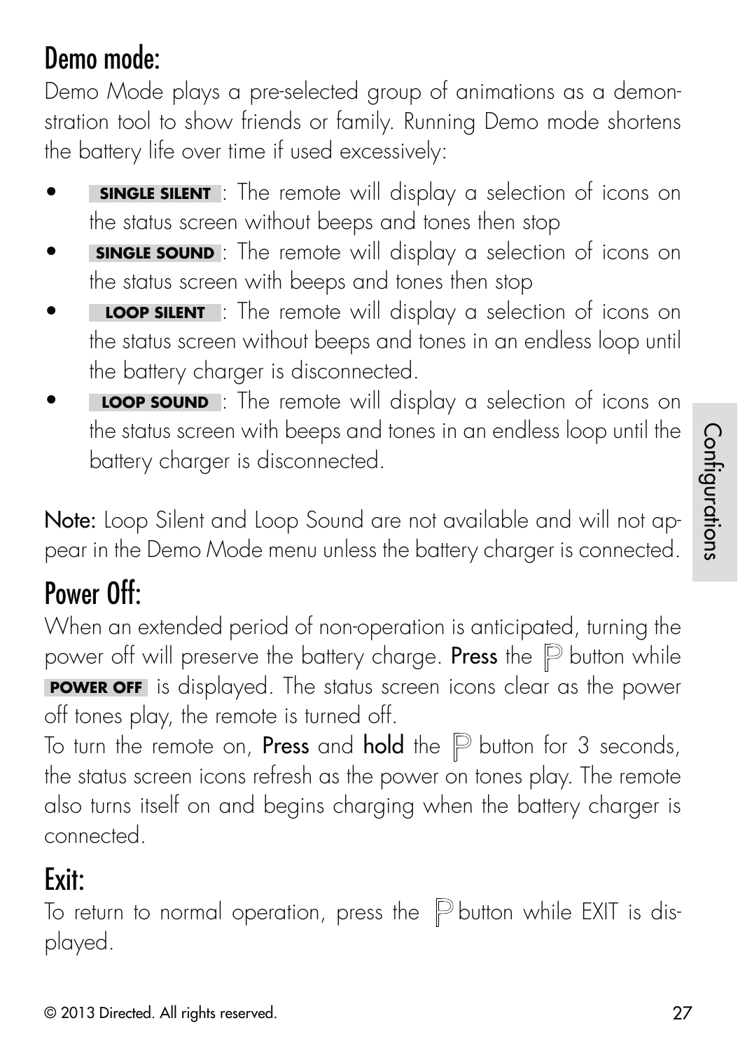## Demo mode:

Demo Mode plays a pre-selected group of animations as a demonstration tool to show friends or family. Running Demo mode shortens the battery life over time if used excessively:

- **SINGLE SILENT** : The remote will display a selection of icons on the status screen without beeps and tones then stop
- **SINGLE SOUND** : The remote will display a selection of icons on the status screen with beeps and tones then stop
- **LOOP SILENT** : The remote will display a selection of icons on the status screen without beeps and tones in an endless loop until the battery charger is disconnected.
- **LOOP SOUND** : The remote will display a selection of icons on the status screen with beeps and tones in an endless loop until the battery charger is disconnected.

**Note:** Loop Silent and Loop Sound are not available and will not appear in the Demo Mode menu unless the battery charger is connected.

## Power Off:

When an extended period of non-operation is anticipated, turning the power off will preserve the battery charge. **Press** the P button while **POWER OFF** is displayed. The status screen icons clear as the power off tones play, the remote is turned off.

To turn the remote on, **Press** and **hold** the P button for 3 seconds, the status screen icons refresh as the power on tones play. The remote also turns itself on and begins charging when the battery charger is connected.

## Exit:

To return to normal operation, press the P button while EXIT is displayed.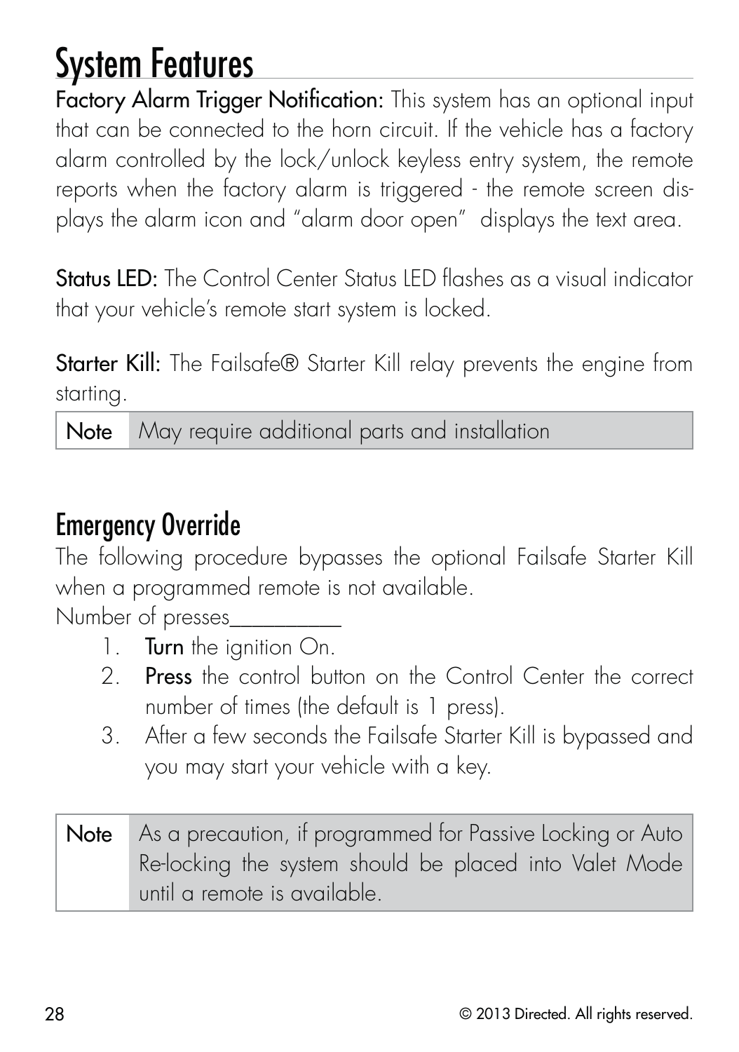# System Features

**Factory Alarm Trigger Notification:** This system has an optional input that can be connected to the horn circuit. If the vehicle has a factory alarm controlled by the lock/unlock keyless entry system, the remote reports when the factory alarm is triggered - the remote screen displays the alarm icon and "alarm door open" displays the text area.

**Status LED:** The Control Center Status LED flashes as a visual indicator that your vehicle's remote start system is locked.

**Starter Kill:** The Failsafe® Starter Kill relay prevents the engine from starting.

| Note | May require additional parts and installation |
| --- | --- |

## Emergency Override

The following procedure bypasses the optional Failsafe Starter Kill when a programmed remote is not available.

Number of presses__________

1. **Turn** the ignition On.
2. **Press** the control button on the Control Center the correct number of times (the default is 1 press).
3. After a few seconds the Failsafe Starter Kill is bypassed and you may start your vehicle with a key.

| Note | As a precaution, if programmed for Passive Locking or Auto Re-locking the system should be placed into Valet Mode until a remote is available. |
| --- | --- |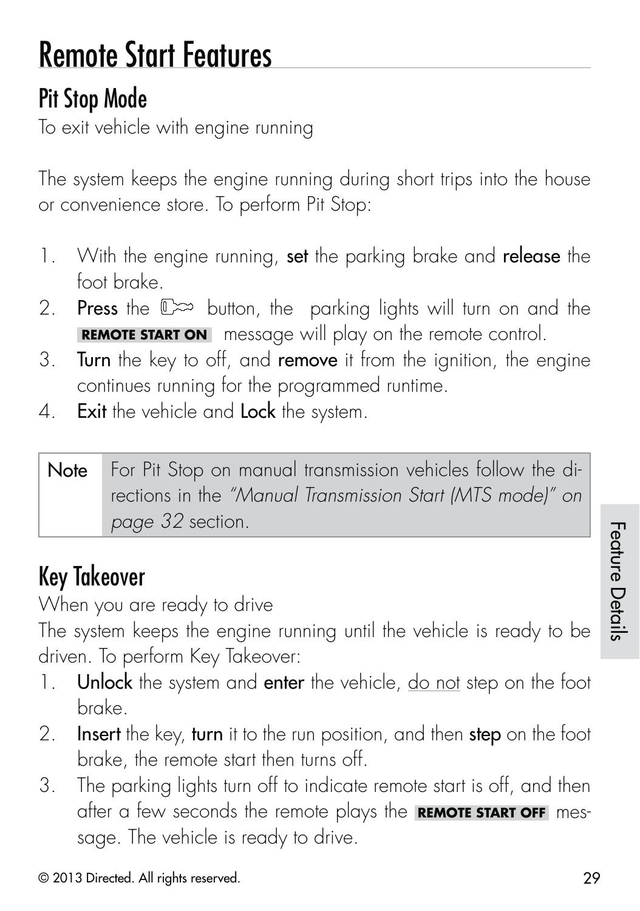# Remote Start Features

## Pit Stop Mode

To exit vehicle with engine running

The system keeps the engine running during short trips into the house or convenience store. To perform Pit Stop:

1. With the engine running, **set** the parking brake and **release** the foot brake.
2. **Press** the button, the parking lights will turn on and the **REMOTE START ON** message will play on the remote control.
3. **Turn** the key to off, and **remove** it from the ignition, the engine continues running for the programmed runtime.
4. **Exit** the vehicle and **Lock** the system.

| Note | For Pit Stop on manual transmission vehicles follow the directions in the *"Manual Transmission Start (MTS mode)" on page 32* section. |
|---|---|

## Key Takeover

When you are ready to drive

The system keeps the engine running until the vehicle is ready to be driven. To perform Key Takeover:

1. **Unlock** the system and **enter** the vehicle, do not step on the foot brake.
2. **Insert** the key, **turn** it to the run position, and then **step** on the foot brake, the remote start then turns off.
3. The parking lights turn off to indicate remote start is off, and then after a few seconds the remote plays the **REMOTE START OFF** message. The vehicle is ready to drive.

© 2013 Directed. All rights reserved.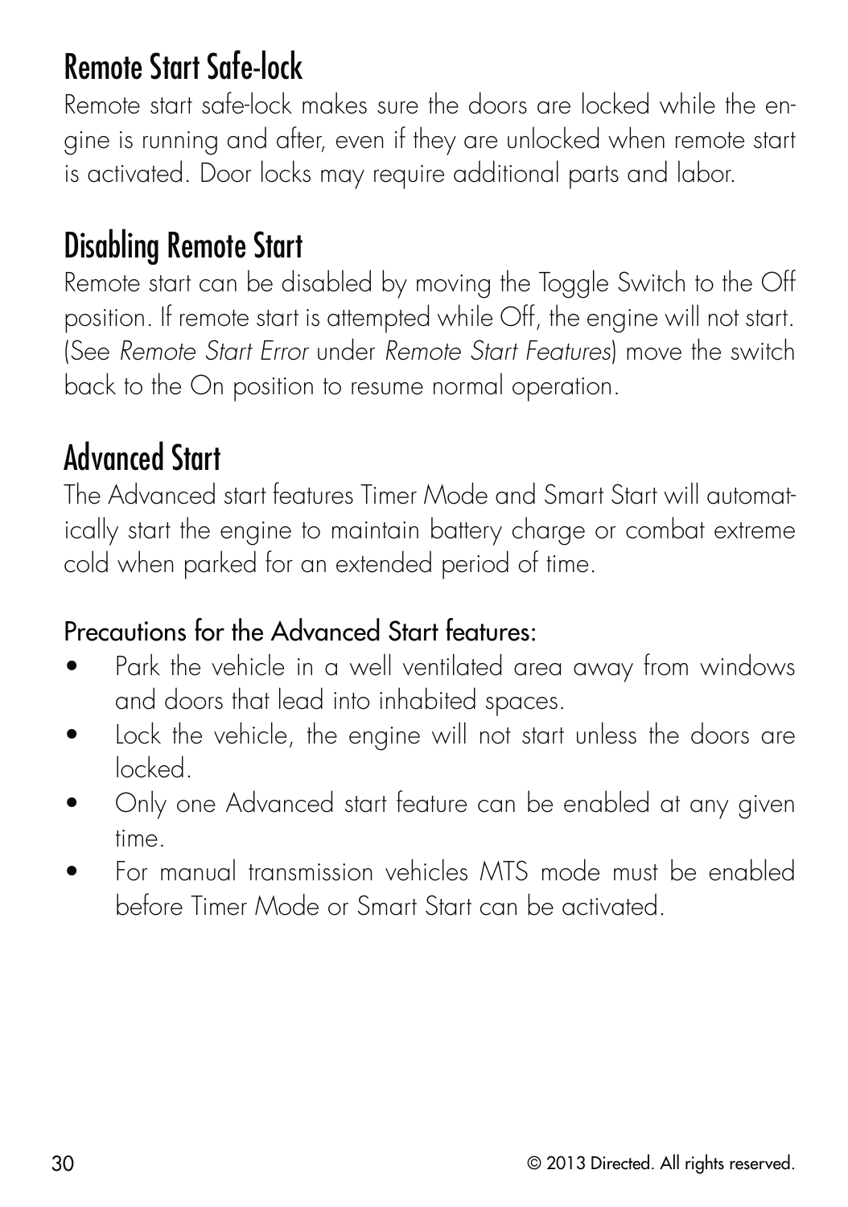## Remote Start Safe-lock

Remote start safe-lock makes sure the doors are locked while the engine is running and after, even if they are unlocked when remote start is activated. Door locks may require additional parts and labor.

## Disabling Remote Start

Remote start can be disabled by moving the Toggle Switch to the Off position. If remote start is attempted while Off, the engine will not start. (See *Remote Start Error* under *Remote Start Features*) move the switch back to the On position to resume normal operation.

## Advanced Start

The Advanced start features Timer Mode and Smart Start will automatically start the engine to maintain battery charge or combat extreme cold when parked for an extended period of time.

### Precautions for the Advanced Start features:

- Park the vehicle in a well ventilated area away from windows and doors that lead into inhabited spaces.
- Lock the vehicle, the engine will not start unless the doors are locked.
- Only one Advanced start feature can be enabled at any given time.
- For manual transmission vehicles MTS mode must be enabled before Timer Mode or Smart Start can be activated.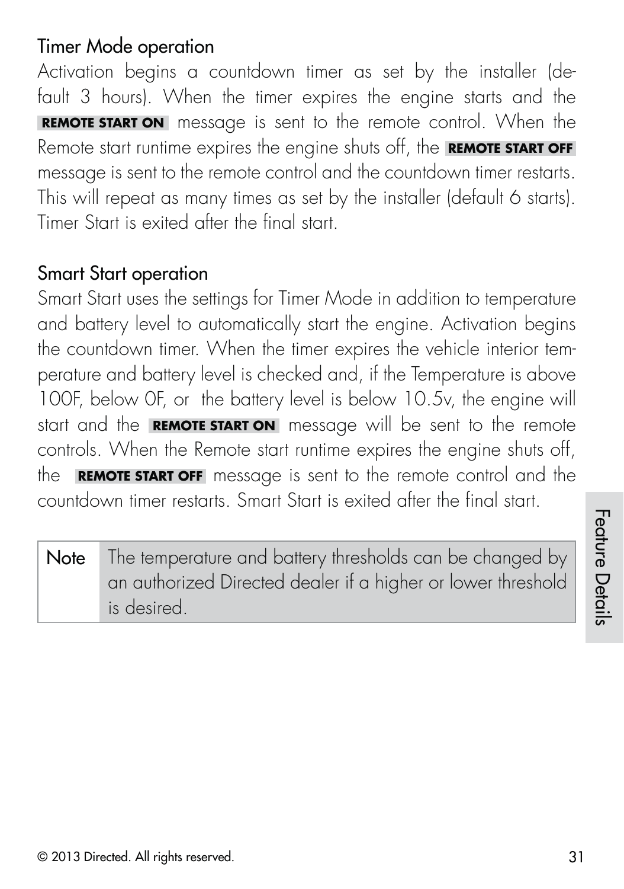### Timer Mode operation

Activation begins a countdown timer as set by the installer (default 3 hours). When the timer expires the engine starts and the **REMOTE START ON** message is sent to the remote control. When the Remote start runtime expires the engine shuts off, the **REMOTE START OFF** message is sent to the remote control and the countdown timer restarts. This will repeat as many times as set by the installer (default 6 starts). Timer Start is exited after the final start.

### Smart Start operation

Smart Start uses the settings for Timer Mode in addition to temperature and battery level to automatically start the engine. Activation begins the countdown timer. When the timer expires the vehicle interior temperature and battery level is checked and, if the Temperature is above 100F, below 0F, or the battery level is below 10.5v, the engine will start and the **REMOTE START ON** message will be sent to the remote controls. When the Remote start runtime expires the engine shuts off, the **REMOTE START OFF** message is sent to the remote control and the countdown timer restarts. Smart Start is exited after the final start.

| Note | The temperature and battery thresholds can be changed by an authorized Directed dealer if a higher or lower threshold is desired. |
|---|---|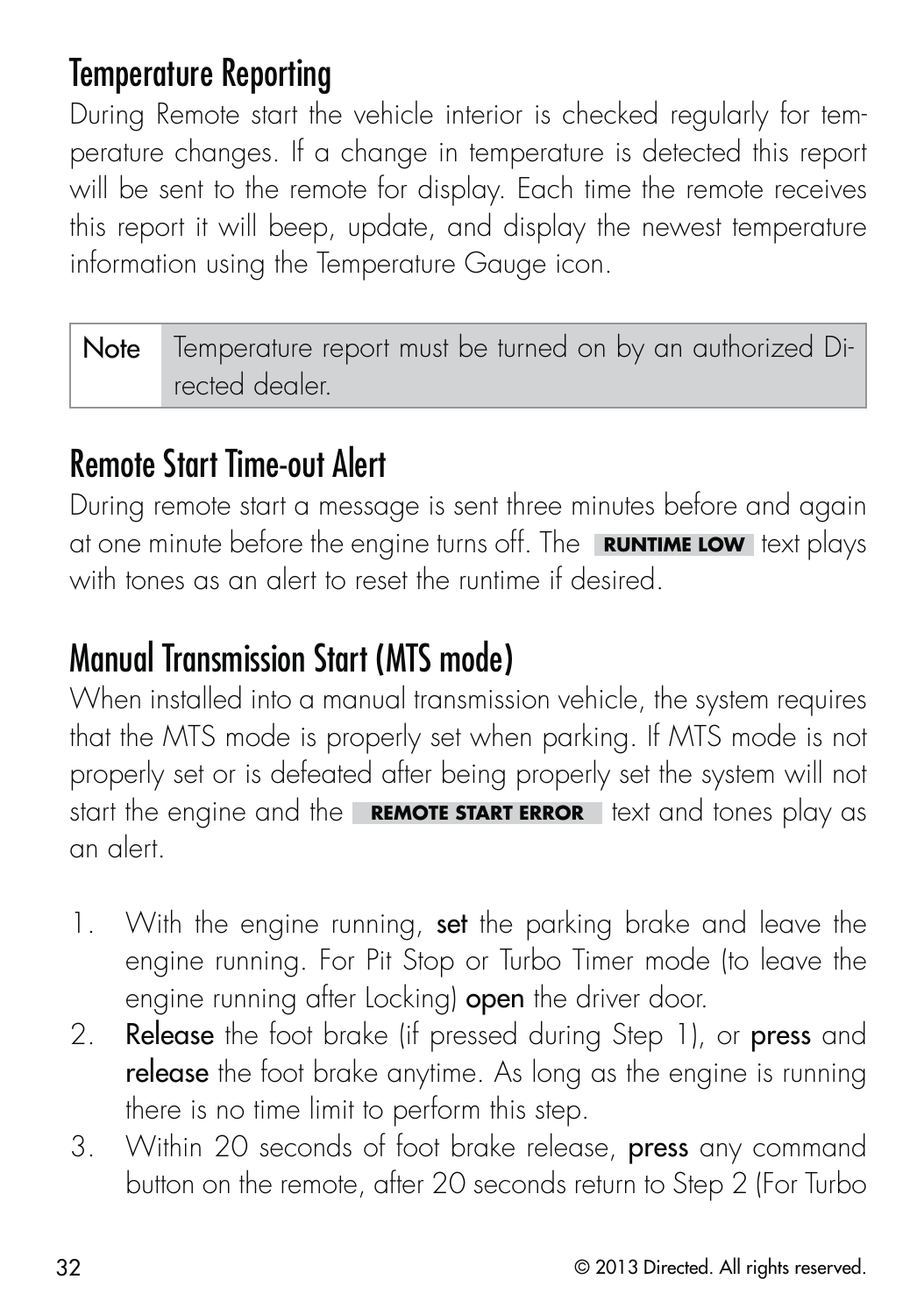## Temperature Reporting

During Remote start the vehicle interior is checked regularly for temperature changes. If a change in temperature is detected this report will be sent to the remote for display. Each time the remote receives this report it will beep, update, and display the newest temperature information using the Temperature Gauge icon.

| Note | Temperature report must be turned on by an authorized Directed dealer. |
|---|---|

## Remote Start Time-out Alert

During remote start a message is sent three minutes before and again at one minute before the engine turns off. The **RUNTIME LOW** text plays with tones as an alert to reset the runtime if desired.

## Manual Transmission Start (MTS mode)

When installed into a manual transmission vehicle, the system requires that the MTS mode is properly set when parking. If MTS mode is not properly set or is defeated after being properly set the system will not start the engine and the **REMOTE START ERROR** text and tones play as an alert.

1. With the engine running, **set** the parking brake and leave the engine running. For Pit Stop or Turbo Timer mode (to leave the engine running after Locking) **open** the driver door.
2. **Release** the foot brake (if pressed during Step 1), or **press** and **release** the foot brake anytime. As long as the engine is running there is no time limit to perform this step.
3. Within 20 seconds of foot brake release, **press** any command button on the remote, after 20 seconds return to Step 2 (For Turbo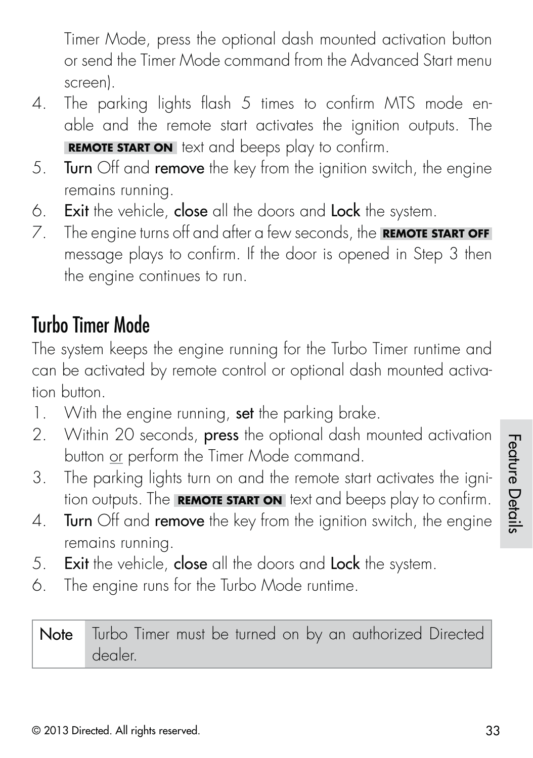Timer Mode, press the optional dash mounted activation button or send the Timer Mode command from the Advanced Start menu screen).

4. The parking lights flash 5 times to confirm MTS mode enable and the remote start activates the ignition outputs. The **REMOTE START ON** text and beeps play to confirm.
5. **Turn** Off and **remove** the key from the ignition switch, the engine remains running.
6. **Exit** the vehicle, **close** all the doors and **Lock** the system.
7. The engine turns off and after a few seconds, the **REMOTE START OFF** message plays to confirm. If the door is opened in Step 3 then the engine continues to run.

## Turbo Timer Mode

The system keeps the engine running for the Turbo Timer runtime and can be activated by remote control or optional dash mounted activation button.

1. With the engine running, **set** the parking brake.
2. Within 20 seconds, **press** the optional dash mounted activation button or perform the Timer Mode command.
3. The parking lights turn on and the remote start activates the ignition outputs. The **REMOTE START ON** text and beeps play to confirm.
4. **Turn** Off and **remove** the key from the ignition switch, the engine remains running.
5. **Exit** the vehicle, **close** all the doors and **Lock** the system.
6. The engine runs for the Turbo Mode runtime.

| Note | Turbo Timer must be turned on by an authorized Directed dealer. |
|---|---|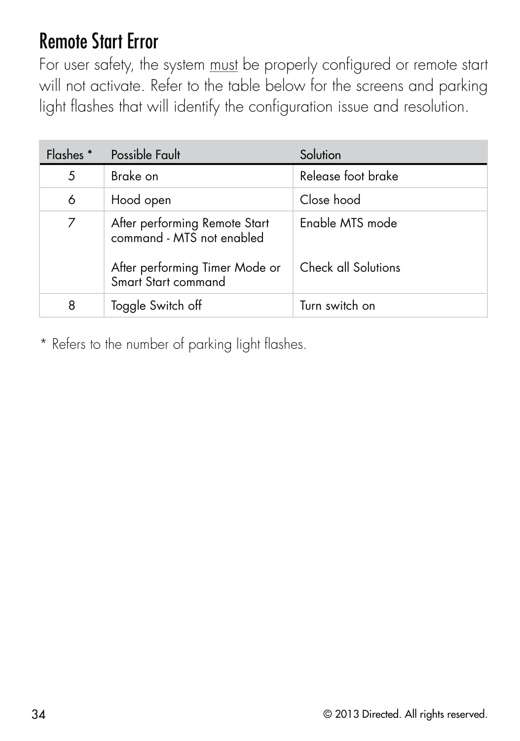## Remote Start Error

For user safety, the system must be properly configured or remote start will not activate. Refer to the table below for the screens and parking light flashes that will identify the configuration issue and resolution.

| Flashes * | Possible Fault | Solution |
|---|---|---|
| 5 | Brake on | Release foot brake |
| 6 | Hood open | Close hood |
| 7 | After performing Remote Start command - MTS not enabled | Enable MTS mode |
| | After performing Timer Mode or Smart Start command | Check all Solutions |
| 8 | Toggle Switch off | Turn switch on |

* Refers to the number of parking light flashes.

© 2013 Directed. All rights reserved.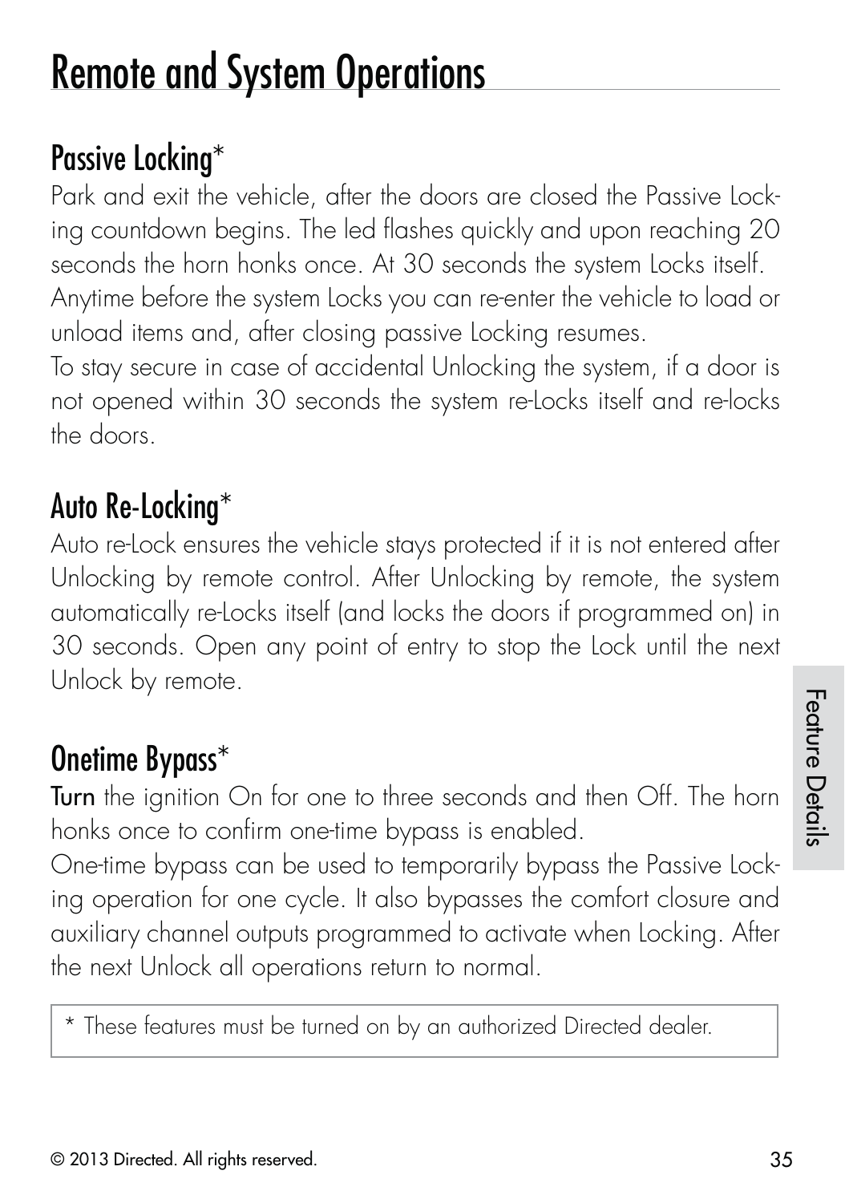# Remote and System Operations

## Passive Locking*

Park and exit the vehicle, after the doors are closed the Passive Locking countdown begins. The led flashes quickly and upon reaching 20 seconds the horn honks once. At 30 seconds the system Locks itself. Anytime before the system Locks you can re-enter the vehicle to load or unload items and, after closing passive Locking resumes.

To stay secure in case of accidental Unlocking the system, if a door is not opened within 30 seconds the system re-Locks itself and re-locks the doors.

## Auto Re-Locking*

Auto re-Lock ensures the vehicle stays protected if it is not entered after Unlocking by remote control. After Unlocking by remote, the system automatically re-Locks itself (and locks the doors if programmed on) in 30 seconds. Open any point of entry to stop the Lock until the next Unlock by remote.

## Onetime Bypass*

**Turn** the ignition On for one to three seconds and then Off. The horn honks once to confirm one-time bypass is enabled.

One-time bypass can be used to temporarily bypass the Passive Locking operation for one cycle. It also bypasses the comfort closure and auxiliary channel outputs programmed to activate when Locking. After the next Unlock all operations return to normal.

\* These features must be turned on by an authorized Directed dealer.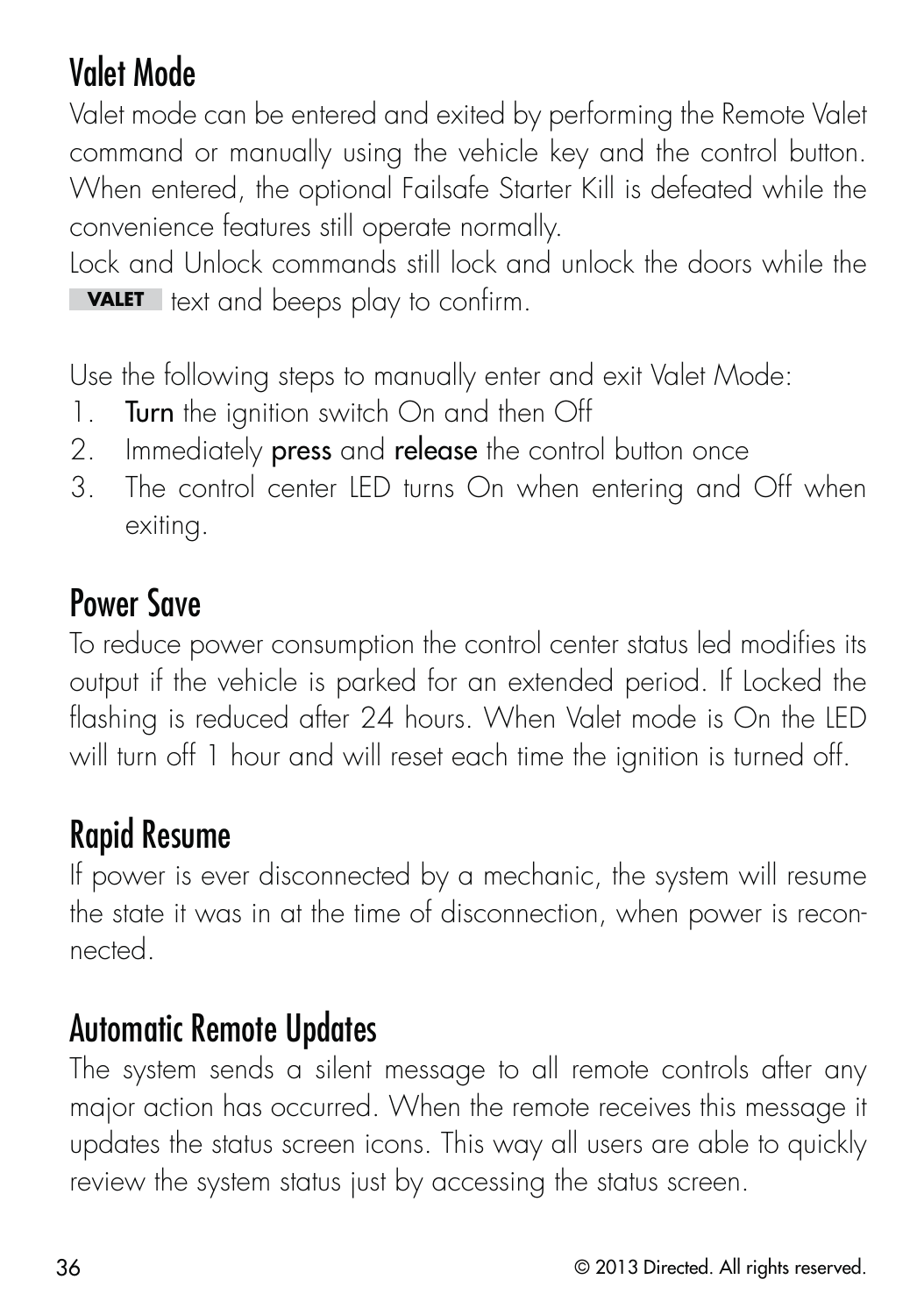## Valet Mode

Valet mode can be entered and exited by performing the Remote Valet command or manually using the vehicle key and the control button. When entered, the optional Failsafe Starter Kill is defeated while the convenience features still operate normally.

Lock and Unlock commands still lock and unlock the doors while the **VALET** text and beeps play to confirm.

Use the following steps to manually enter and exit Valet Mode:

1. **Turn** the ignition switch On and then Off
2. Immediately **press** and **release** the control button once
3. The control center LED turns On when entering and Off when exiting.

## Power Save

To reduce power consumption the control center status led modifies its output if the vehicle is parked for an extended period. If Locked the flashing is reduced after 24 hours. When Valet mode is On the LED will turn off 1 hour and will reset each time the ignition is turned off.

## Rapid Resume

If power is ever disconnected by a mechanic, the system will resume the state it was in at the time of disconnection, when power is reconnected.

## Automatic Remote Updates

The system sends a silent message to all remote controls after any major action has occurred. When the remote receives this message it updates the status screen icons. This way all users are able to quickly review the system status just by accessing the status screen.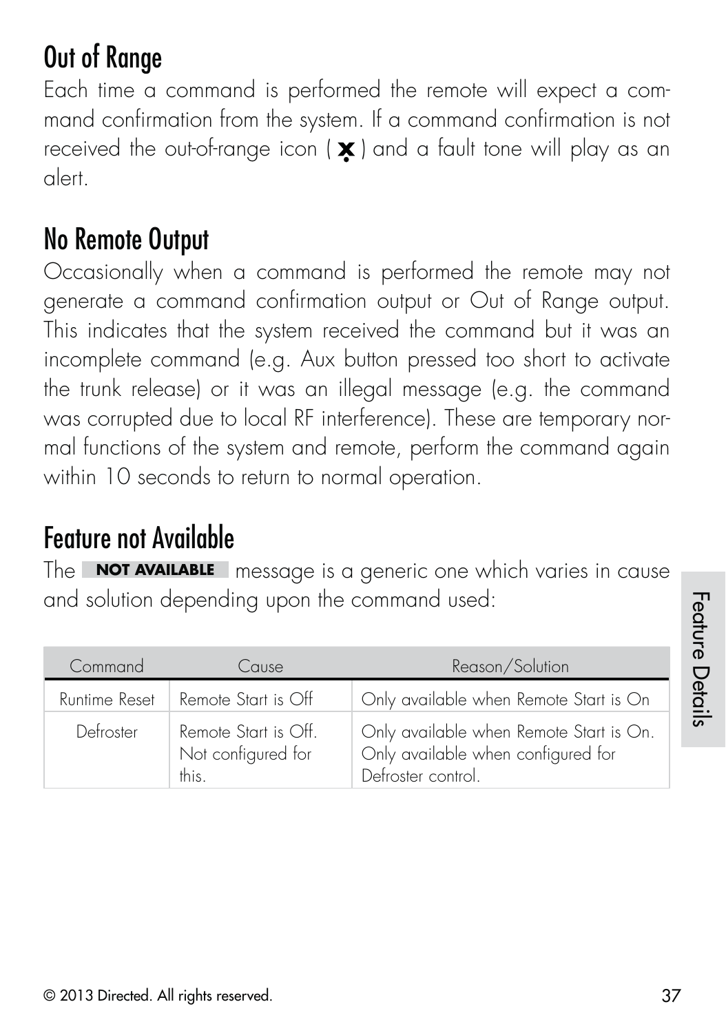## Out of Range

Each time a command is performed the remote will expect a command confirmation from the system. If a command confirmation is not received the out-of-range icon ( ✗ ) and a fault tone will play as an alert.

## No Remote Output

Occasionally when a command is performed the remote may not generate a command confirmation output or Out of Range output. This indicates that the system received the command but it was an incomplete command (e.g. Aux button pressed too short to activate the trunk release) or it was an illegal message (e.g. the command was corrupted due to local RF interference). These are temporary normal functions of the system and remote, perform the command again within 10 seconds to return to normal operation.

## Feature not Available

The **NOT AVAILABLE** message is a generic one which varies in cause and solution depending upon the command used:

| Command | Cause | Reason/Solution |
|---|---|---|
| Runtime Reset | Remote Start is Off | Only available when Remote Start is On |
| Defroster | Remote Start is Off. Not configured for this. | Only available when Remote Start is On. Only available when configured for Defroster control. |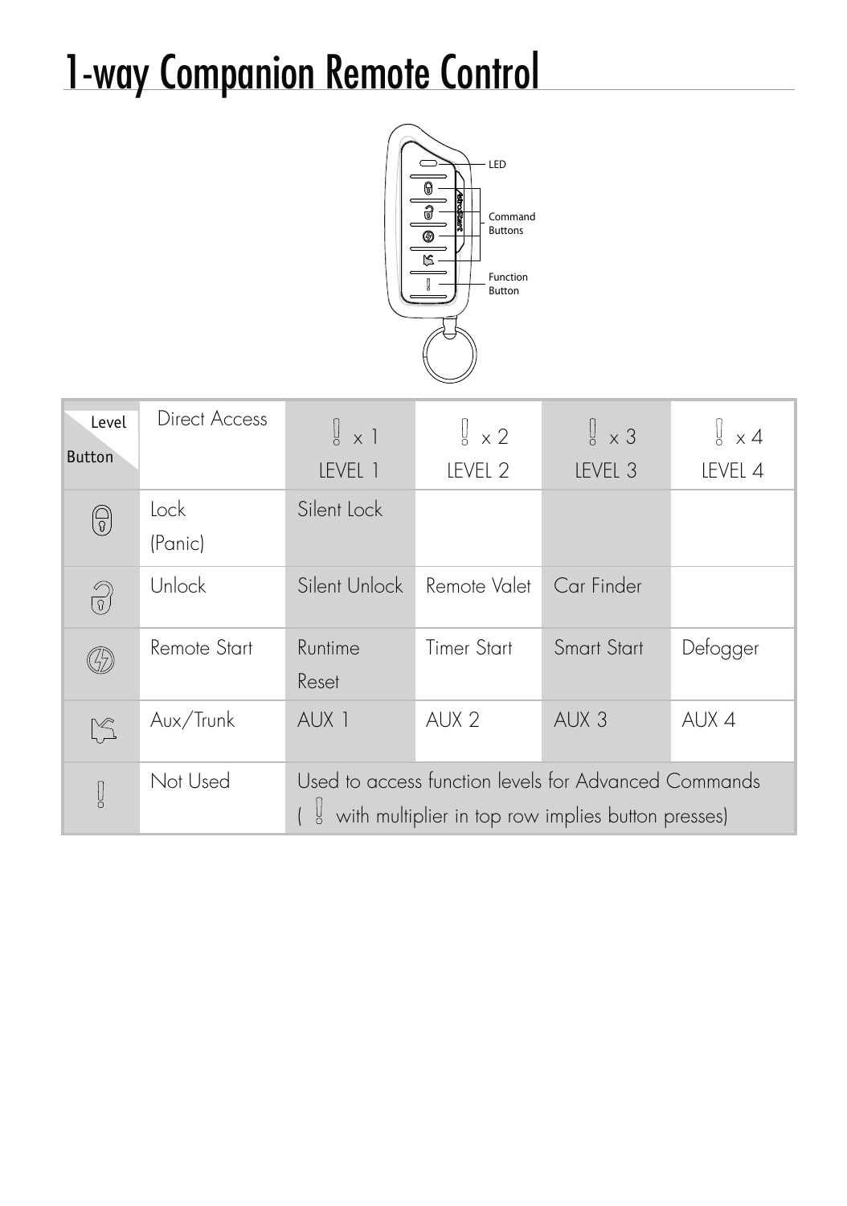# 1-way Companion Remote Control

LED

Command Buttons

Function Button

| Level / Button | Direct Access | ! x 1 LEVEL 1 | ! x 2 LEVEL 2 | ! x 3 LEVEL 3 | ! x 4 LEVEL 4 |
|---|---|---|---|---|---|
| Lock | Lock (Panic) | Silent Lock | | | |
| Unlock | Unlock | Silent Unlock | Remote Valet | Car Finder | |
| Start | Remote Start | Runtime Reset | Timer Start | Smart Start | Defogger |
| Aux/Trunk | Aux/Trunk | AUX 1 | AUX 2 | AUX 3 | AUX 4 |
| ! | Not Used | Used to access function levels for Advanced Commands ( ! with multiplier in top row implies button presses) | | | |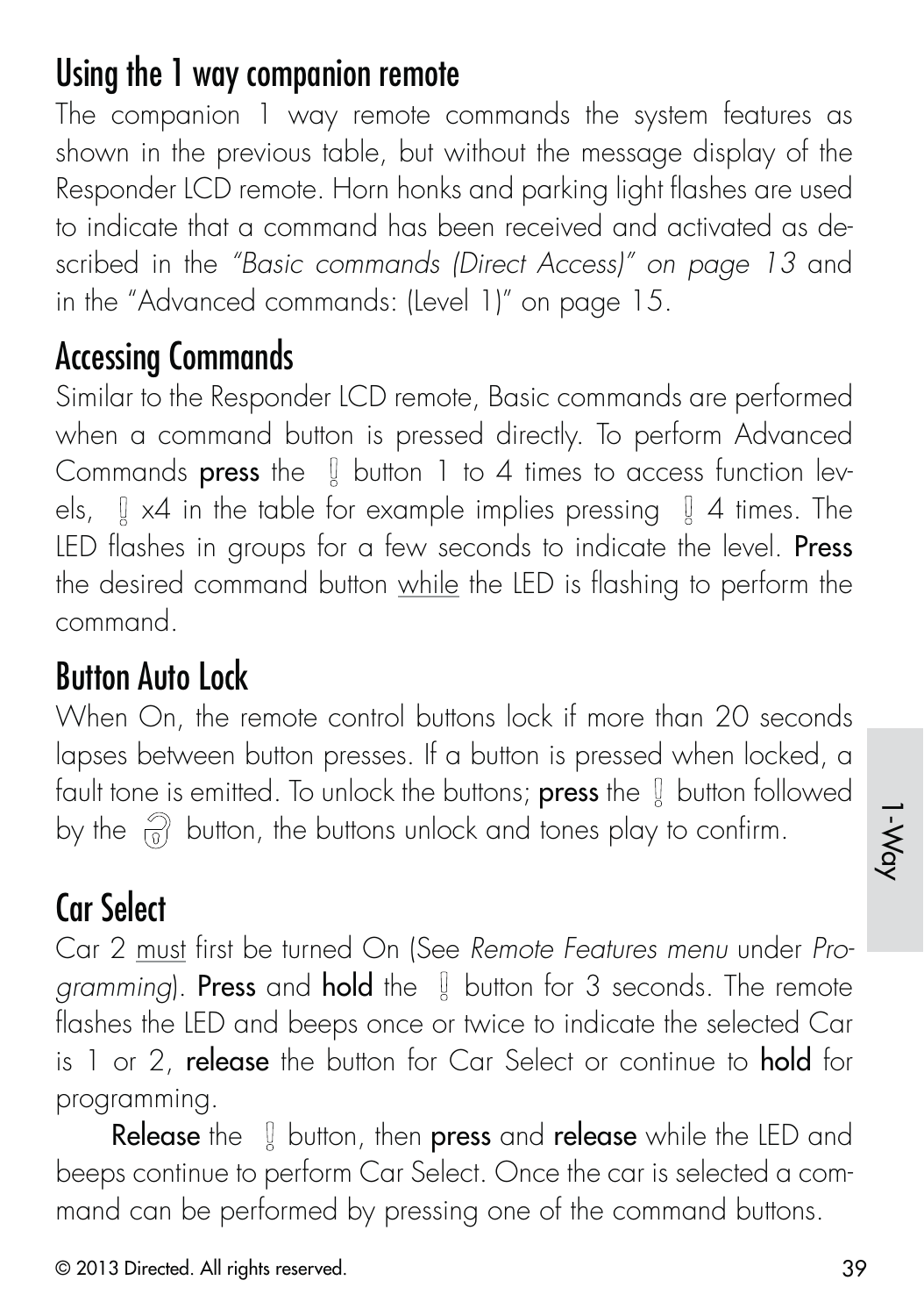## Using the 1 way companion remote

The companion 1 way remote commands the system features as shown in the previous table, but without the message display of the Responder LCD remote. Horn honks and parking light flashes are used to indicate that a command has been received and activated as described in the *"Basic commands (Direct Access)" on page 13* and in the "Advanced commands: (Level 1)" on page 15.

## Accessing Commands

Similar to the Responder LCD remote, Basic commands are performed when a command button is pressed directly. To perform Advanced Commands **press** the ! button 1 to 4 times to access function levels, ! x4 in the table for example implies pressing ! 4 times. The LED flashes in groups for a few seconds to indicate the level. **Press** the desired command button <u>while</u> the LED is flashing to perform the command.

## Button Auto Lock

When On, the remote control buttons lock if more than 20 seconds lapses between button presses. If a button is pressed when locked, a fault tone is emitted. To unlock the buttons; **press** the ! button followed by the 🔓 button, the buttons unlock and tones play to confirm.

## Car Select

Car 2 <u>must</u> first be turned On (See *Remote Features menu* under *Programming*). **Press** and **hold** the ! button for 3 seconds. The remote flashes the LED and beeps once or twice to indicate the selected Car is 1 or 2, **release** the button for Car Select or continue to **hold** for programming.

**Release** the ! button, then **press** and **release** while the LED and beeps continue to perform Car Select. Once the car is selected a command can be performed by pressing one of the command buttons.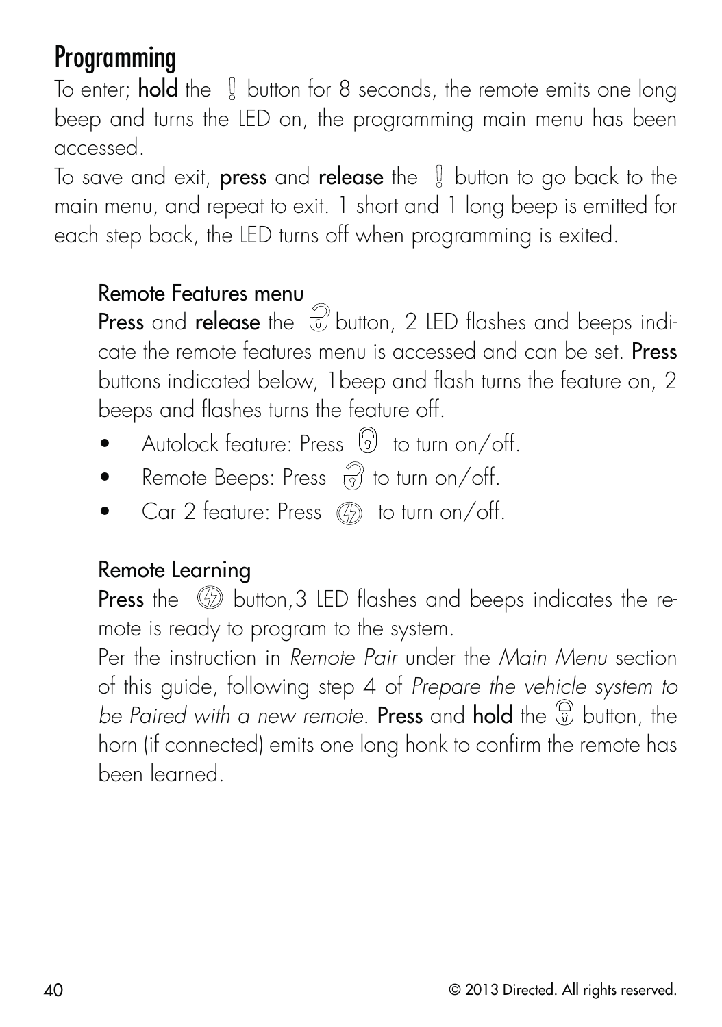# Programming

To enter; **hold** the button for 8 seconds, the remote emits one long beep and turns the LED on, the programming main menu has been accessed.

To save and exit, **press** and **release** the button to go back to the main menu, and repeat to exit. 1 short and 1 long beep is emitted for each step back, the LED turns off when programming is exited.

## Remote Features menu

**Press** and **release** the button, 2 LED flashes and beeps indicate the remote features menu is accessed and can be set. **Press** buttons indicated below, 1beep and flash turns the feature on, 2 beeps and flashes turns the feature off.

- Autolock feature: Press to turn on/off.
- Remote Beeps: Press to turn on/off.
- Car 2 feature: Press to turn on/off.

## Remote Learning

**Press** the button,3 LED flashes and beeps indicates the remote is ready to program to the system.

Per the instruction in *Remote Pair* under the *Main Menu* section of this guide, following step 4 of *Prepare the vehicle system to be Paired with a new remote*. **Press** and **hold** the button, the horn (if connected) emits one long honk to confirm the remote has been learned.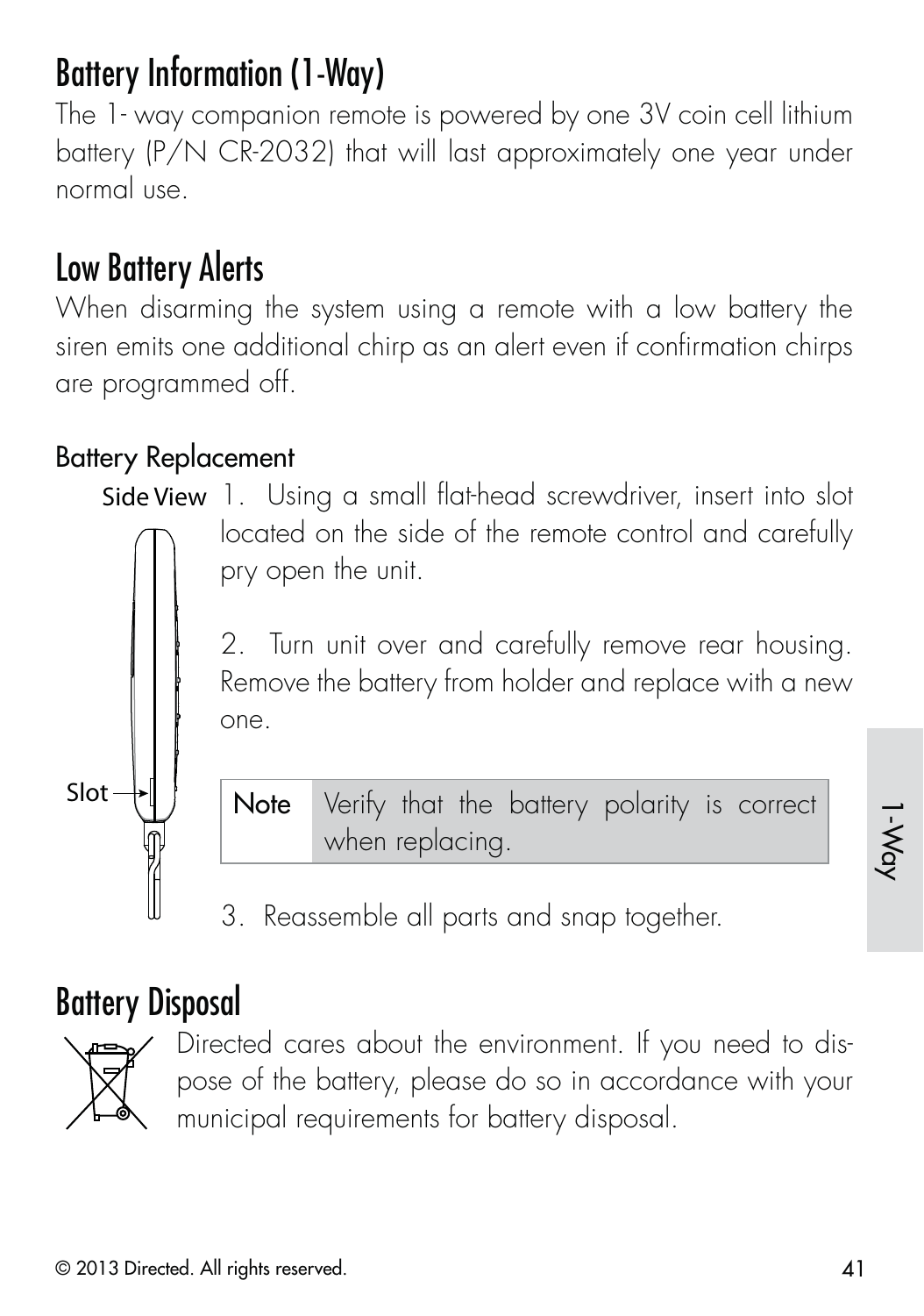## Battery Information (1-Way)

The 1- way companion remote is powered by one 3V coin cell lithium battery (P/N CR-2032) that will last approximately one year under normal use.

## Low Battery Alerts

When disarming the system using a remote with a low battery the siren emits one additional chirp as an alert even if confirmation chirps are programmed off.

### Battery Replacement

Side View

Slot

1. Using a small flat-head screwdriver, insert into slot located on the side of the remote control and carefully pry open the unit.

2. Turn unit over and carefully remove rear housing. Remove the battery from holder and replace with a new one.

| Note | Verify that the battery polarity is correct when replacing. |
|---|---|

3. Reassemble all parts and snap together.

## Battery Disposal

Directed cares about the environment. If you need to dispose of the battery, please do so in accordance with your municipal requirements for battery disposal.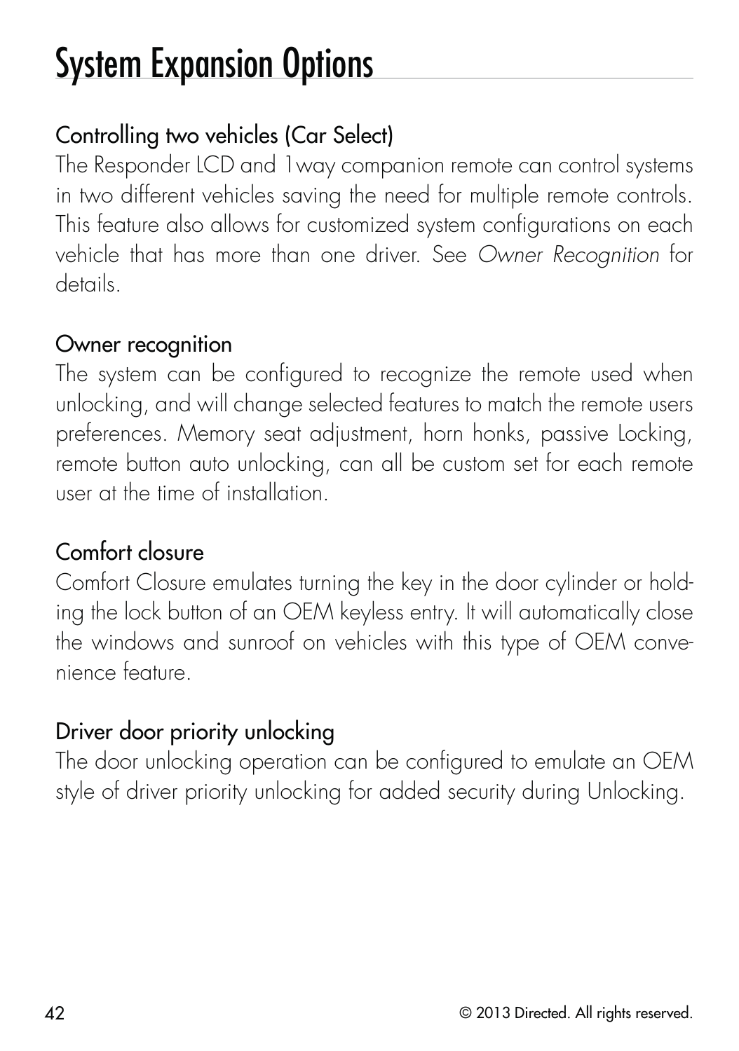# System Expansion Options

## Controlling two vehicles (Car Select)

The Responder LCD and 1way companion remote can control systems in two different vehicles saving the need for multiple remote controls. This feature also allows for customized system configurations on each vehicle that has more than one driver. See *Owner Recognition* for details.

## Owner recognition

The system can be configured to recognize the remote used when unlocking, and will change selected features to match the remote users preferences. Memory seat adjustment, horn honks, passive Locking, remote button auto unlocking, can all be custom set for each remote user at the time of installation.

## Comfort closure

Comfort Closure emulates turning the key in the door cylinder or holding the lock button of an OEM keyless entry. It will automatically close the windows and sunroof on vehicles with this type of OEM convenience feature.

## Driver door priority unlocking

The door unlocking operation can be configured to emulate an OEM style of driver priority unlocking for added security during Unlocking.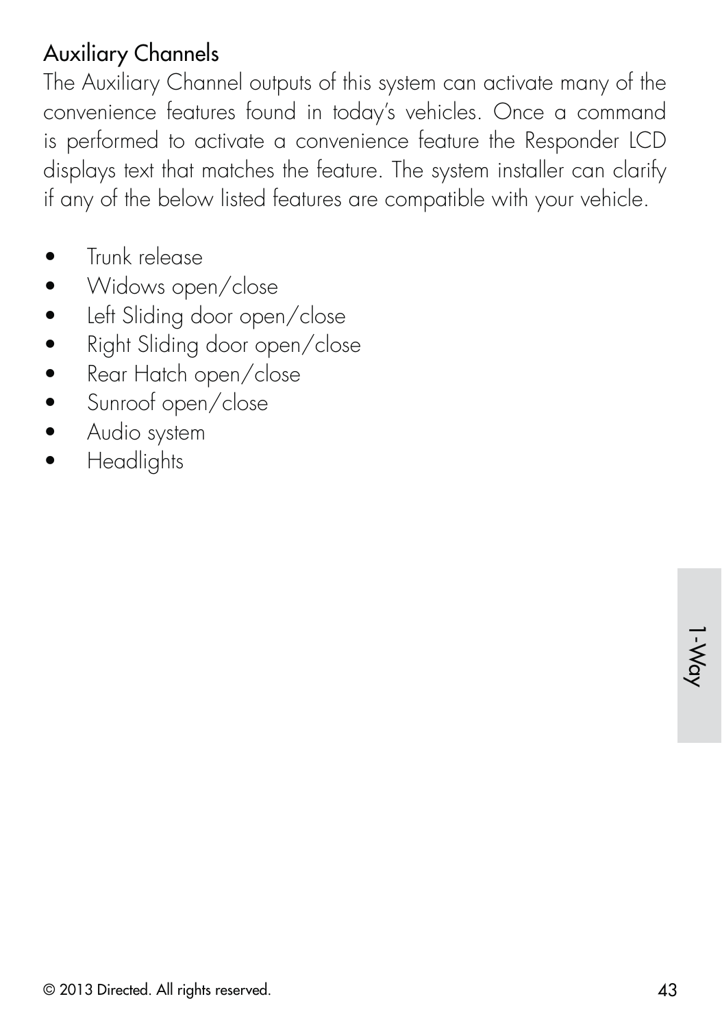## Auxiliary Channels

The Auxiliary Channel outputs of this system can activate many of the convenience features found in today's vehicles. Once a command is performed to activate a convenience feature the Responder LCD displays text that matches the feature. The system installer can clarify if any of the below listed features are compatible with your vehicle.

- Trunk release
- Widows open/close
- Left Sliding door open/close
- Right Sliding door open/close
- Rear Hatch open/close
- Sunroof open/close
- Audio system
- Headlights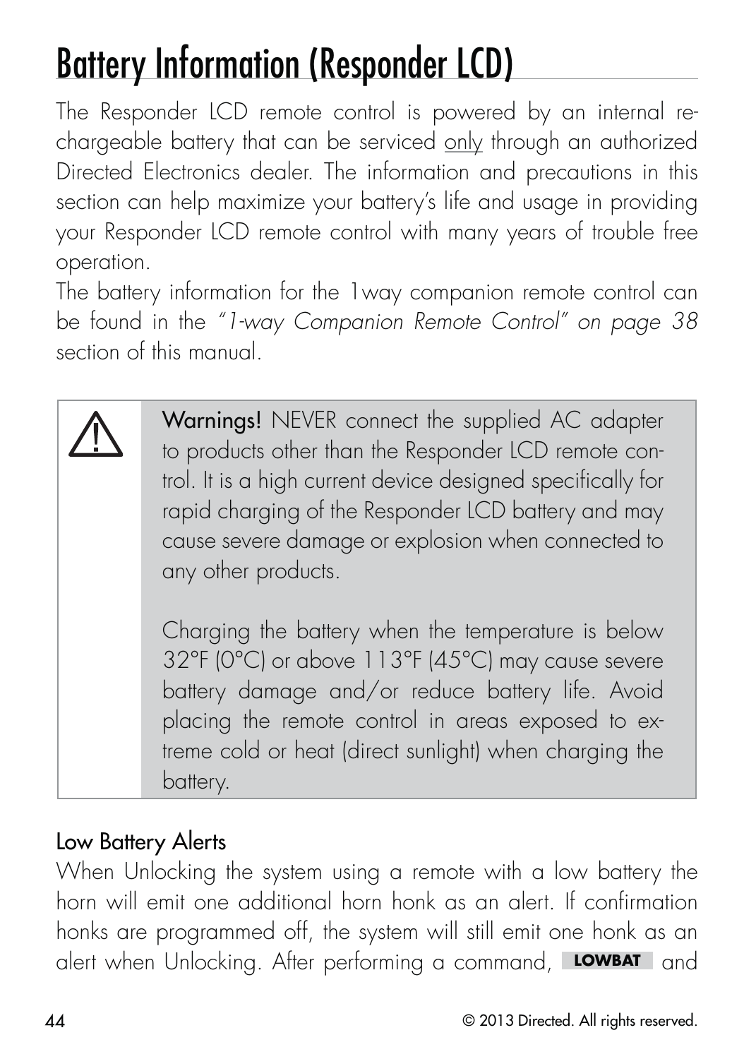# Battery Information (Responder LCD)

The Responder LCD remote control is powered by an internal rechargeable battery that can be serviced only through an authorized Directed Electronics dealer. The information and precautions in this section can help maximize your battery's life and usage in providing your Responder LCD remote control with many years of trouble free operation.

The battery information for the 1way companion remote control can be found in the *"1-way Companion Remote Control" on page 38* section of this manual.

> ⚠ **Warnings!** NEVER connect the supplied AC adapter to products other than the Responder LCD remote control. It is a high current device designed specifically for rapid charging of the Responder LCD battery and may cause severe damage or explosion when connected to any other products.
>
> Charging the battery when the temperature is below 32°F (0°C) or above 113°F (45°C) may cause severe battery damage and/or reduce battery life. Avoid placing the remote control in areas exposed to extreme cold or heat (direct sunlight) when charging the battery.

## Low Battery Alerts

When Unlocking the system using a remote with a low battery the horn will emit one additional horn honk as an alert. If confirmation honks are programmed off, the system will still emit one honk as an alert when Unlocking. After performing a command, **LOWBAT** and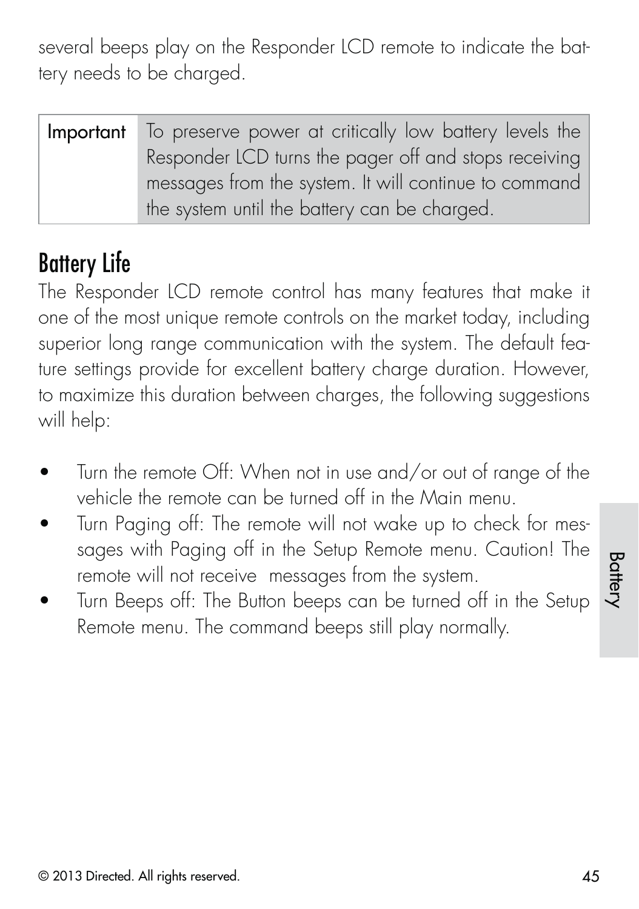several beeps play on the Responder LCD remote to indicate the battery needs to be charged.

| Important | To preserve power at critically low battery levels the Responder LCD turns the pager off and stops receiving messages from the system. It will continue to command the system until the battery can be charged. |
|---|---|

## Battery Life

The Responder LCD remote control has many features that make it one of the most unique remote controls on the market today, including superior long range communication with the system. The default feature settings provide for excellent battery charge duration. However, to maximize this duration between charges, the following suggestions will help:

- Turn the remote Off: When not in use and/or out of range of the vehicle the remote can be turned off in the Main menu.
- Turn Paging off: The remote will not wake up to check for messages with Paging off in the Setup Remote menu. Caution! The remote will not receive messages from the system.
- Turn Beeps off: The Button beeps can be turned off in the Setup Remote menu. The command beeps still play normally.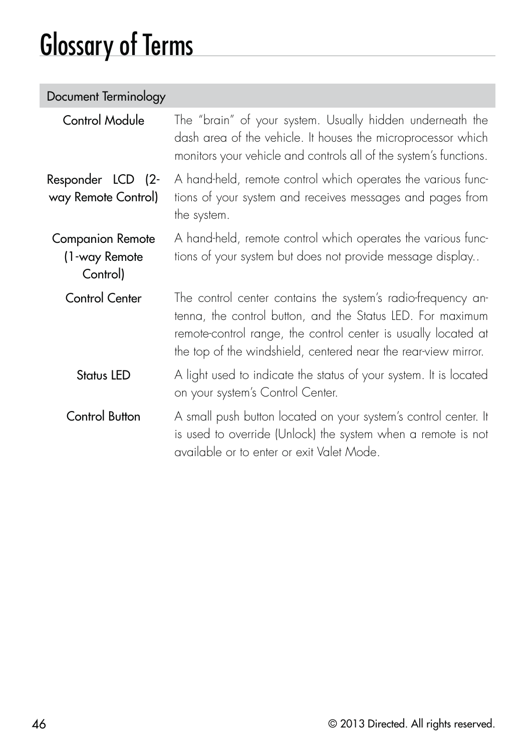# Glossary of Terms

| Document Terminology | |
|---|---|
| Control Module | The "brain" of your system. Usually hidden underneath the dash area of the vehicle. It houses the microprocessor which monitors your vehicle and controls all of the system's functions. |
| Responder LCD (2-way Remote Control) | A hand-held, remote control which operates the various functions of your system and receives messages and pages from the system. |
| Companion Remote (1-way Remote Control) | A hand-held, remote control which operates the various functions of your system but does not provide message display.. |
| Control Center | The control center contains the system's radio-frequency antenna, the control button, and the Status LED. For maximum remote-control range, the control center is usually located at the top of the windshield, centered near the rear-view mirror. |
| Status LED | A light used to indicate the status of your system. It is located on your system's Control Center. |
| Control Button | A small push button located on your system's control center. It is used to override (Unlock) the system when a remote is not available or to enter or exit Valet Mode. |

© 2013 Directed. All rights reserved.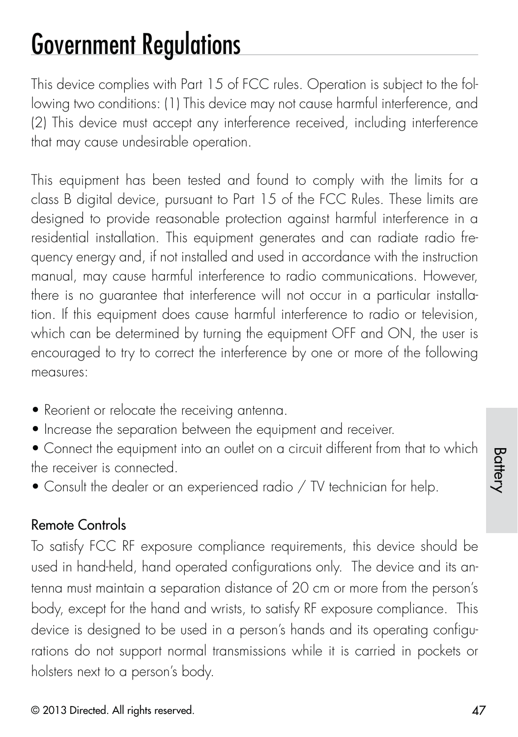# Government Regulations

This device complies with Part 15 of FCC rules. Operation is subject to the following two conditions: (1) This device may not cause harmful interference, and (2) This device must accept any interference received, including interference that may cause undesirable operation.

This equipment has been tested and found to comply with the limits for a class B digital device, pursuant to Part 15 of the FCC Rules. These limits are designed to provide reasonable protection against harmful interference in a residential installation. This equipment generates and can radiate radio frequency energy and, if not installed and used in accordance with the instruction manual, may cause harmful interference to radio communications. However, there is no guarantee that interference will not occur in a particular installation. If this equipment does cause harmful interference to radio or television, which can be determined by turning the equipment OFF and ON, the user is encouraged to try to correct the interference by one or more of the following measures:

- Reorient or relocate the receiving antenna.
- Increase the separation between the equipment and receiver.
- Connect the equipment into an outlet on a circuit different from that to which the receiver is connected.
- Consult the dealer or an experienced radio / TV technician for help.

## Remote Controls

To satisfy FCC RF exposure compliance requirements, this device should be used in hand-held, hand operated configurations only. The device and its antenna must maintain a separation distance of 20 cm or more from the person's body, except for the hand and wrists, to satisfy RF exposure compliance. This device is designed to be used in a person's hands and its operating configurations do not support normal transmissions while it is carried in pockets or holsters next to a person's body.

© 2013 Directed. All rights reserved.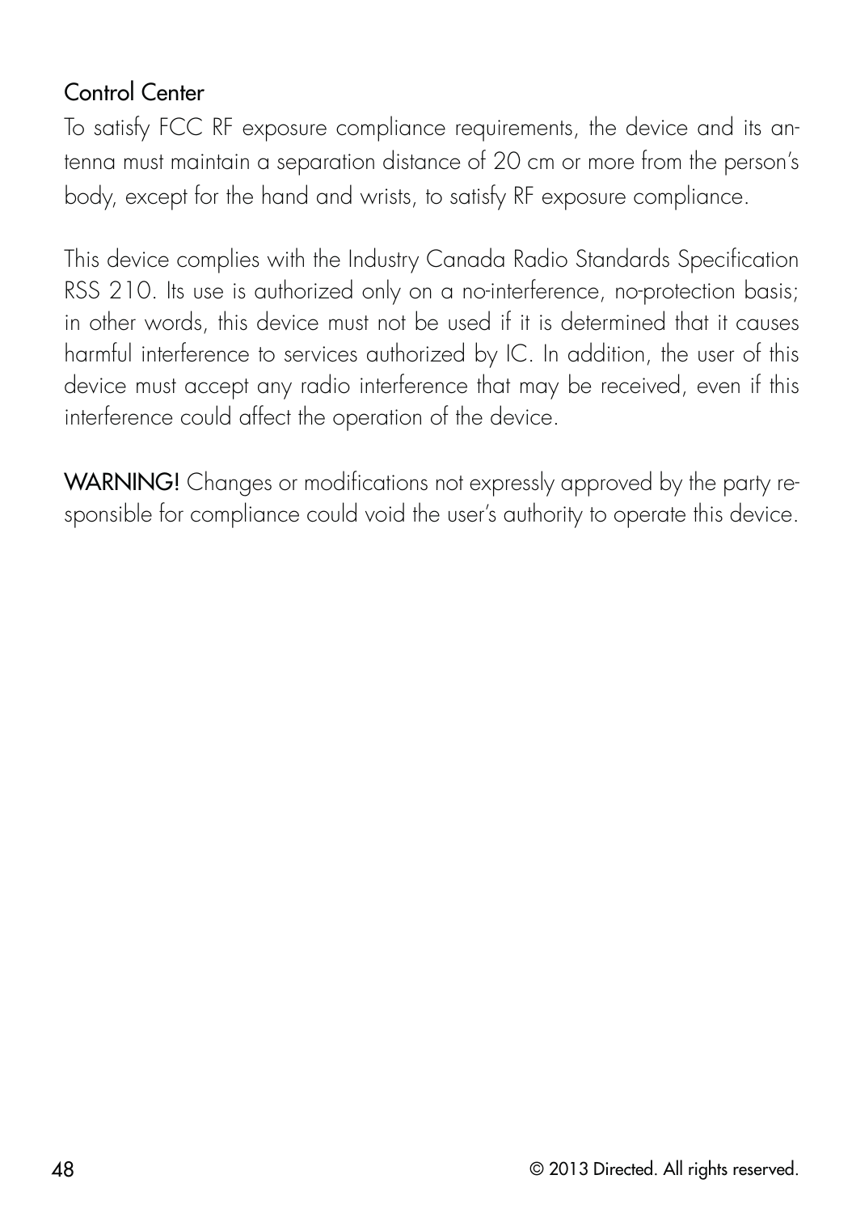## Control Center

To satisfy FCC RF exposure compliance requirements, the device and its antenna must maintain a separation distance of 20 cm or more from the person's body, except for the hand and wrists, to satisfy RF exposure compliance.

This device complies with the Industry Canada Radio Standards Specification RSS 210. Its use is authorized only on a no-interference, no-protection basis; in other words, this device must not be used if it is determined that it causes harmful interference to services authorized by IC. In addition, the user of this device must accept any radio interference that may be received, even if this interference could affect the operation of the device.

**WARNING!** Changes or modifications not expressly approved by the party responsible for compliance could void the user's authority to operate this device.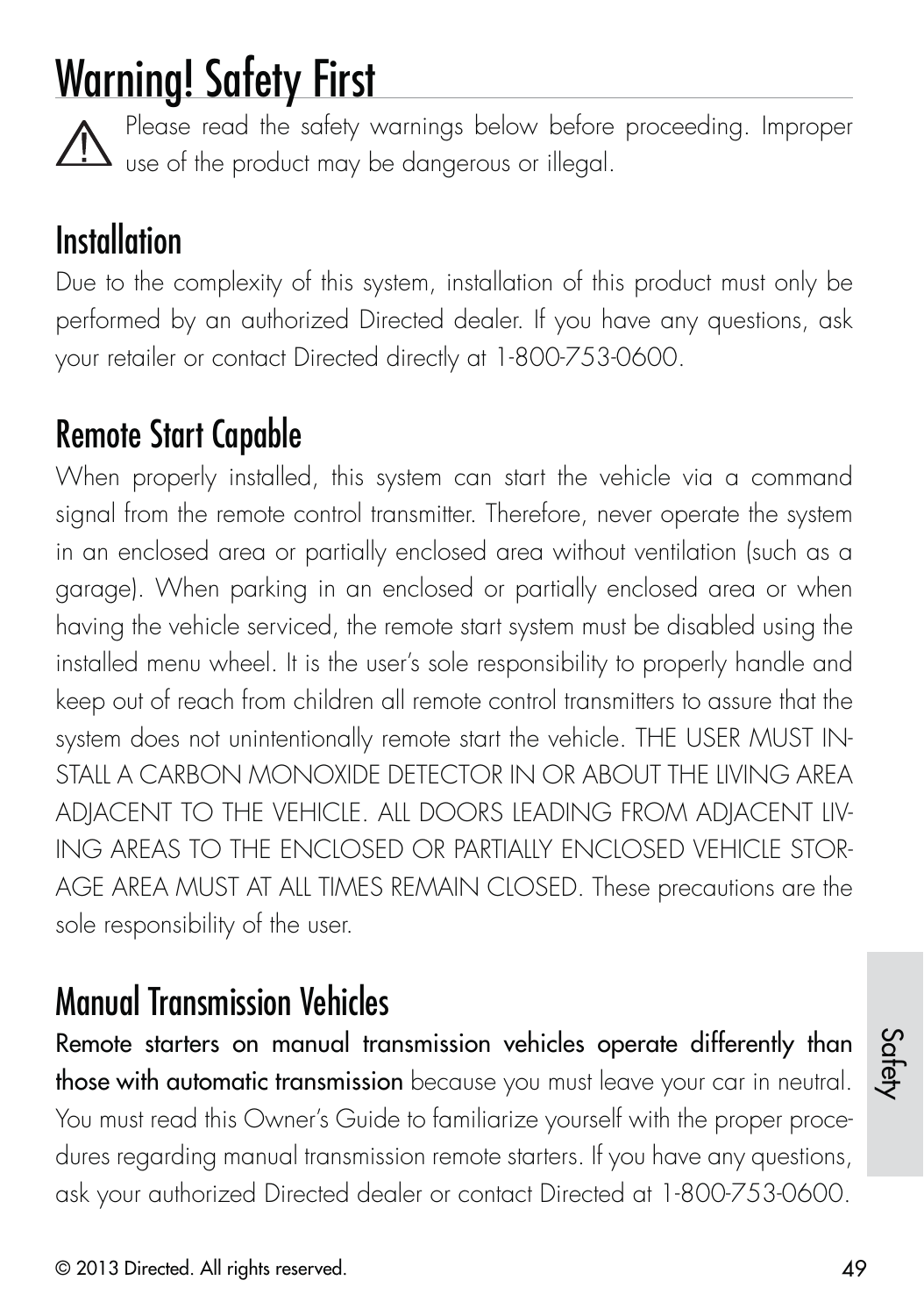# Warning! Safety First

⚠ Please read the safety warnings below before proceeding. Improper use of the product may be dangerous or illegal.

## Installation

Due to the complexity of this system, installation of this product must only be performed by an authorized Directed dealer. If you have any questions, ask your retailer or contact Directed directly at 1-800-753-0600.

## Remote Start Capable

When properly installed, this system can start the vehicle via a command signal from the remote control transmitter. Therefore, never operate the system in an enclosed area or partially enclosed area without ventilation (such as a garage). When parking in an enclosed or partially enclosed area or when having the vehicle serviced, the remote start system must be disabled using the installed menu wheel. It is the user's sole responsibility to properly handle and keep out of reach from children all remote control transmitters to assure that the system does not unintentionally remote start the vehicle. THE USER MUST INSTALL A CARBON MONOXIDE DETECTOR IN OR ABOUT THE LIVING AREA ADJACENT TO THE VEHICLE. ALL DOORS LEADING FROM ADJACENT LIVING AREAS TO THE ENCLOSED OR PARTIALLY ENCLOSED VEHICLE STORAGE AREA MUST AT ALL TIMES REMAIN CLOSED. These precautions are the sole responsibility of the user.

## Manual Transmission Vehicles

**Remote starters on manual transmission vehicles operate differently than those with automatic transmission** because you must leave your car in neutral. You must read this Owner's Guide to familiarize yourself with the proper procedures regarding manual transmission remote starters. If you have any questions, ask your authorized Directed dealer or contact Directed at 1-800-753-0600.

© 2013 Directed. All rights reserved.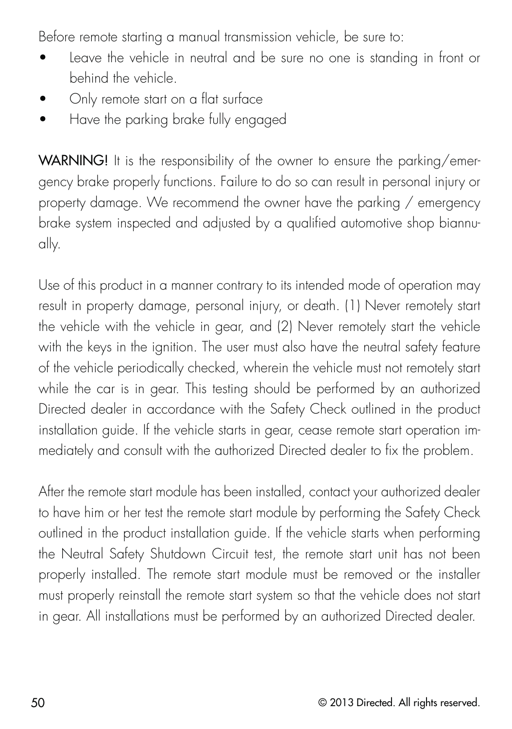Before remote starting a manual transmission vehicle, be sure to:

- Leave the vehicle in neutral and be sure no one is standing in front or behind the vehicle.
- Only remote start on a flat surface
- Have the parking brake fully engaged

**WARNING!** It is the responsibility of the owner to ensure the parking/emergency brake properly functions. Failure to do so can result in personal injury or property damage. We recommend the owner have the parking / emergency brake system inspected and adjusted by a qualified automotive shop biannually.

Use of this product in a manner contrary to its intended mode of operation may result in property damage, personal injury, or death. (1) Never remotely start the vehicle with the vehicle in gear, and (2) Never remotely start the vehicle with the keys in the ignition. The user must also have the neutral safety feature of the vehicle periodically checked, wherein the vehicle must not remotely start while the car is in gear. This testing should be performed by an authorized Directed dealer in accordance with the Safety Check outlined in the product installation guide. If the vehicle starts in gear, cease remote start operation immediately and consult with the authorized Directed dealer to fix the problem.

After the remote start module has been installed, contact your authorized dealer to have him or her test the remote start module by performing the Safety Check outlined in the product installation guide. If the vehicle starts when performing the Neutral Safety Shutdown Circuit test, the remote start unit has not been properly installed. The remote start module must be removed or the installer must properly reinstall the remote start system so that the vehicle does not start in gear. All installations must be performed by an authorized Directed dealer.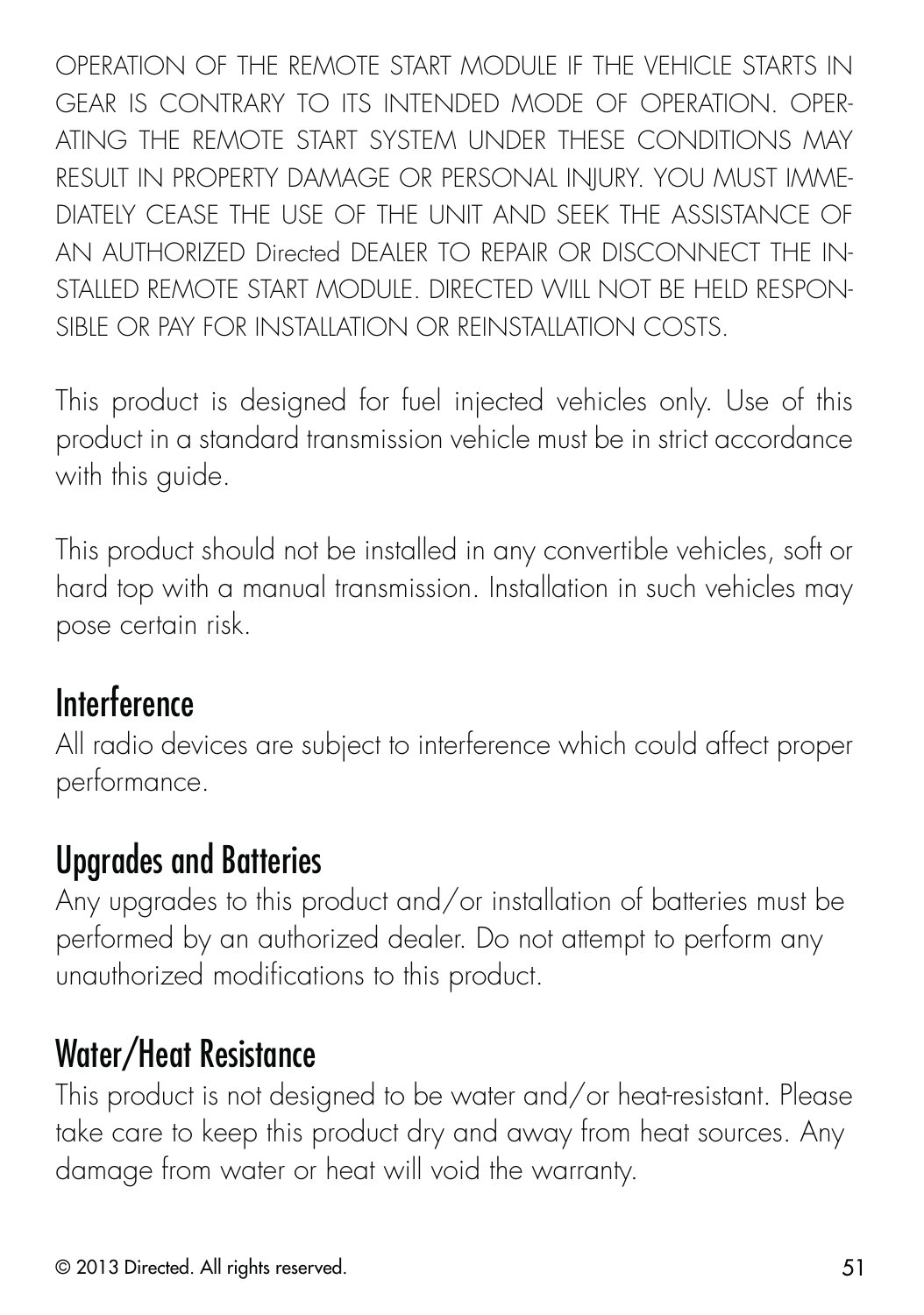OPERATION OF THE REMOTE START MODULE IF THE VEHICLE STARTS IN GEAR IS CONTRARY TO ITS INTENDED MODE OF OPERATION. OPERATING THE REMOTE START SYSTEM UNDER THESE CONDITIONS MAY RESULT IN PROPERTY DAMAGE OR PERSONAL INJURY. YOU MUST IMMEDIATELY CEASE THE USE OF THE UNIT AND SEEK THE ASSISTANCE OF AN AUTHORIZED Directed DEALER TO REPAIR OR DISCONNECT THE INSTALLED REMOTE START MODULE. DIRECTED WILL NOT BE HELD RESPONSIBLE OR PAY FOR INSTALLATION OR REINSTALLATION COSTS.

This product is designed for fuel injected vehicles only. Use of this product in a standard transmission vehicle must be in strict accordance with this guide.

This product should not be installed in any convertible vehicles, soft or hard top with a manual transmission. Installation in such vehicles may pose certain risk.

## Interference

All radio devices are subject to interference which could affect proper performance.

## Upgrades and Batteries

Any upgrades to this product and/or installation of batteries must be performed by an authorized dealer. Do not attempt to perform any unauthorized modifications to this product.

## Water/Heat Resistance

This product is not designed to be water and/or heat-resistant. Please take care to keep this product dry and away from heat sources. Any damage from water or heat will void the warranty.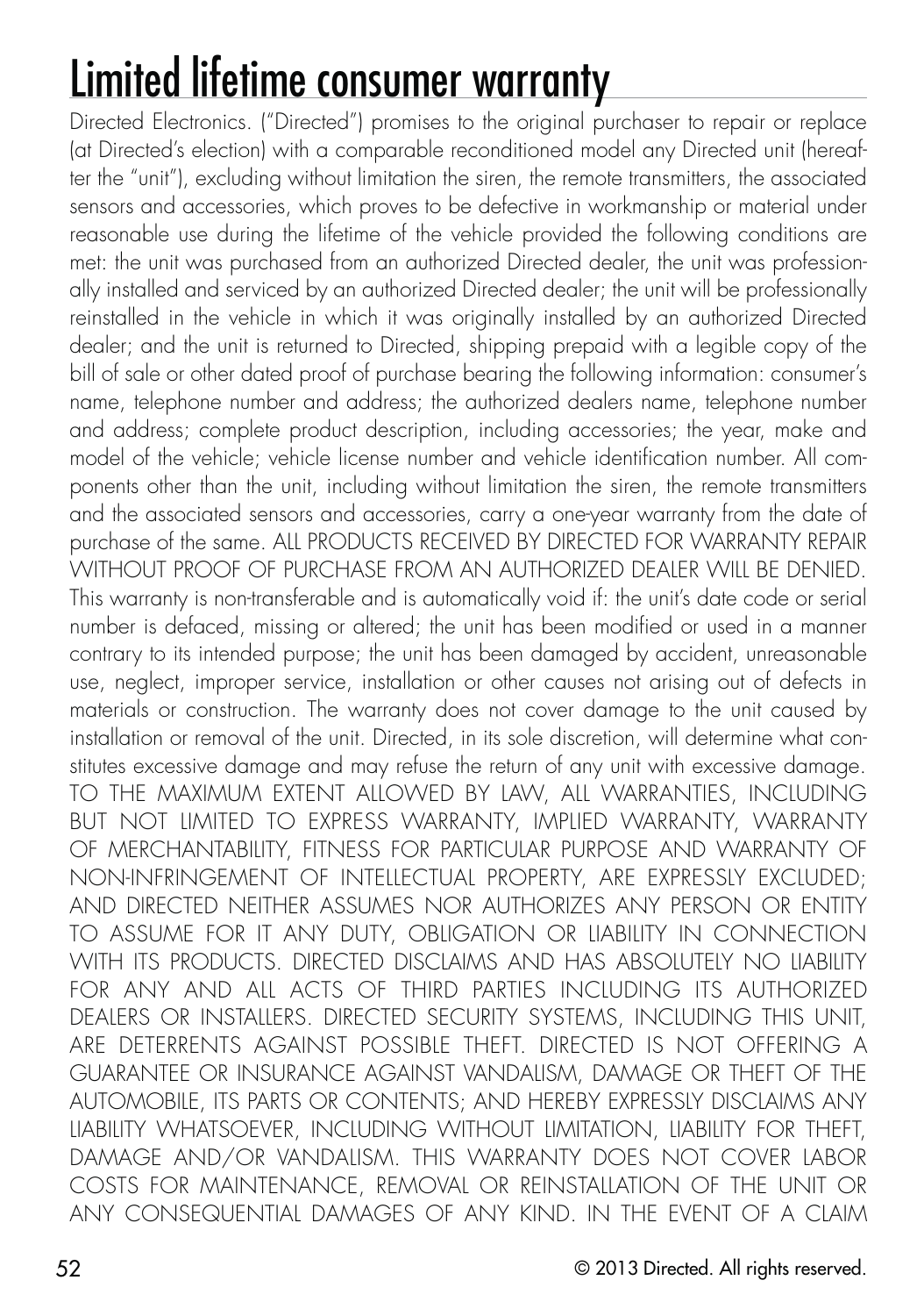# Limited lifetime consumer warranty

Directed Electronics. ("Directed") promises to the original purchaser to repair or replace (at Directed's election) with a comparable reconditioned model any Directed unit (hereafter the "unit"), excluding without limitation the siren, the remote transmitters, the associated sensors and accessories, which proves to be defective in workmanship or material under reasonable use during the lifetime of the vehicle provided the following conditions are met: the unit was purchased from an authorized Directed dealer, the unit was professionally installed and serviced by an authorized Directed dealer; the unit will be professionally reinstalled in the vehicle in which it was originally installed by an authorized Directed dealer; and the unit is returned to Directed, shipping prepaid with a legible copy of the bill of sale or other dated proof of purchase bearing the following information: consumer's name, telephone number and address; the authorized dealers name, telephone number and address; complete product description, including accessories; the year, make and model of the vehicle; vehicle license number and vehicle identification number. All components other than the unit, including without limitation the siren, the remote transmitters and the associated sensors and accessories, carry a one-year warranty from the date of purchase of the same. ALL PRODUCTS RECEIVED BY DIRECTED FOR WARRANTY REPAIR WITHOUT PROOF OF PURCHASE FROM AN AUTHORIZED DEALER WILL BE DENIED. This warranty is non-transferable and is automatically void if: the unit's date code or serial number is defaced, missing or altered; the unit has been modified or used in a manner contrary to its intended purpose; the unit has been damaged by accident, unreasonable use, neglect, improper service, installation or other causes not arising out of defects in materials or construction. The warranty does not cover damage to the unit caused by installation or removal of the unit. Directed, in its sole discretion, will determine what constitutes excessive damage and may refuse the return of any unit with excessive damage. TO THE MAXIMUM EXTENT ALLOWED BY LAW, ALL WARRANTIES, INCLUDING BUT NOT LIMITED TO EXPRESS WARRANTY, IMPLIED WARRANTY, WARRANTY OF MERCHANTABILITY, FITNESS FOR PARTICULAR PURPOSE AND WARRANTY OF NON-INFRINGEMENT OF INTELLECTUAL PROPERTY, ARE EXPRESSLY EXCLUDED; AND DIRECTED NEITHER ASSUMES NOR AUTHORIZES ANY PERSON OR ENTITY TO ASSUME FOR IT ANY DUTY, OBLIGATION OR LIABILITY IN CONNECTION WITH ITS PRODUCTS. DIRECTED DISCLAIMS AND HAS ABSOLUTELY NO LIABILITY FOR ANY AND ALL ACTS OF THIRD PARTIES INCLUDING ITS AUTHORIZED DEALERS OR INSTALLERS. DIRECTED SECURITY SYSTEMS, INCLUDING THIS UNIT, ARE DETERRENTS AGAINST POSSIBLE THEFT. DIRECTED IS NOT OFFERING A GUARANTEE OR INSURANCE AGAINST VANDALISM, DAMAGE OR THEFT OF THE AUTOMOBILE, ITS PARTS OR CONTENTS; AND HEREBY EXPRESSLY DISCLAIMS ANY LIABILITY WHATSOEVER, INCLUDING WITHOUT LIMITATION, LIABILITY FOR THEFT, DAMAGE AND/OR VANDALISM. THIS WARRANTY DOES NOT COVER LABOR COSTS FOR MAINTENANCE, REMOVAL OR REINSTALLATION OF THE UNIT OR ANY CONSEQUENTIAL DAMAGES OF ANY KIND. IN THE EVENT OF A CLAIM

© 2013 Directed. All rights reserved.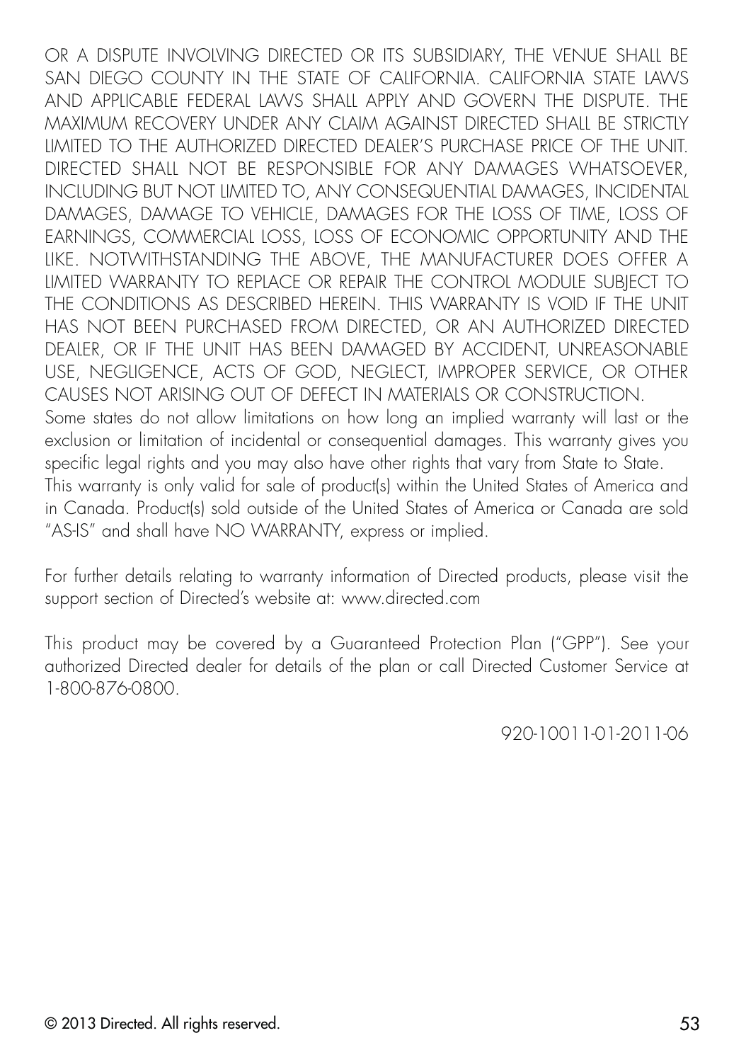OR A DISPUTE INVOLVING DIRECTED OR ITS SUBSIDIARY, THE VENUE SHALL BE SAN DIEGO COUNTY IN THE STATE OF CALIFORNIA. CALIFORNIA STATE LAWS AND APPLICABLE FEDERAL LAWS SHALL APPLY AND GOVERN THE DISPUTE. THE MAXIMUM RECOVERY UNDER ANY CLAIM AGAINST DIRECTED SHALL BE STRICTLY LIMITED TO THE AUTHORIZED DIRECTED DEALER'S PURCHASE PRICE OF THE UNIT. DIRECTED SHALL NOT BE RESPONSIBLE FOR ANY DAMAGES WHATSOEVER, INCLUDING BUT NOT LIMITED TO, ANY CONSEQUENTIAL DAMAGES, INCIDENTAL DAMAGES, DAMAGE TO VEHICLE, DAMAGES FOR THE LOSS OF TIME, LOSS OF EARNINGS, COMMERCIAL LOSS, LOSS OF ECONOMIC OPPORTUNITY AND THE LIKE. NOTWITHSTANDING THE ABOVE, THE MANUFACTURER DOES OFFER A LIMITED WARRANTY TO REPLACE OR REPAIR THE CONTROL MODULE SUBJECT TO THE CONDITIONS AS DESCRIBED HEREIN. THIS WARRANTY IS VOID IF THE UNIT HAS NOT BEEN PURCHASED FROM DIRECTED, OR AN AUTHORIZED DIRECTED DEALER, OR IF THE UNIT HAS BEEN DAMAGED BY ACCIDENT, UNREASONABLE USE, NEGLIGENCE, ACTS OF GOD, NEGLECT, IMPROPER SERVICE, OR OTHER CAUSES NOT ARISING OUT OF DEFECT IN MATERIALS OR CONSTRUCTION.
Some states do not allow limitations on how long an implied warranty will last or the exclusion or limitation of incidental or consequential damages. This warranty gives you specific legal rights and you may also have other rights that vary from State to State.
This warranty is only valid for sale of product(s) within the United States of America and in Canada. Product(s) sold outside of the United States of America or Canada are sold "AS-IS" and shall have NO WARRANTY, express or implied.

For further details relating to warranty information of Directed products, please visit the support section of Directed's website at: www.directed.com

This product may be covered by a Guaranteed Protection Plan ("GPP"). See your authorized Directed dealer for details of the plan or call Directed Customer Service at 1-800-876-0800.

920-10011-01-2011-06

© 2013 Directed. All rights reserved.